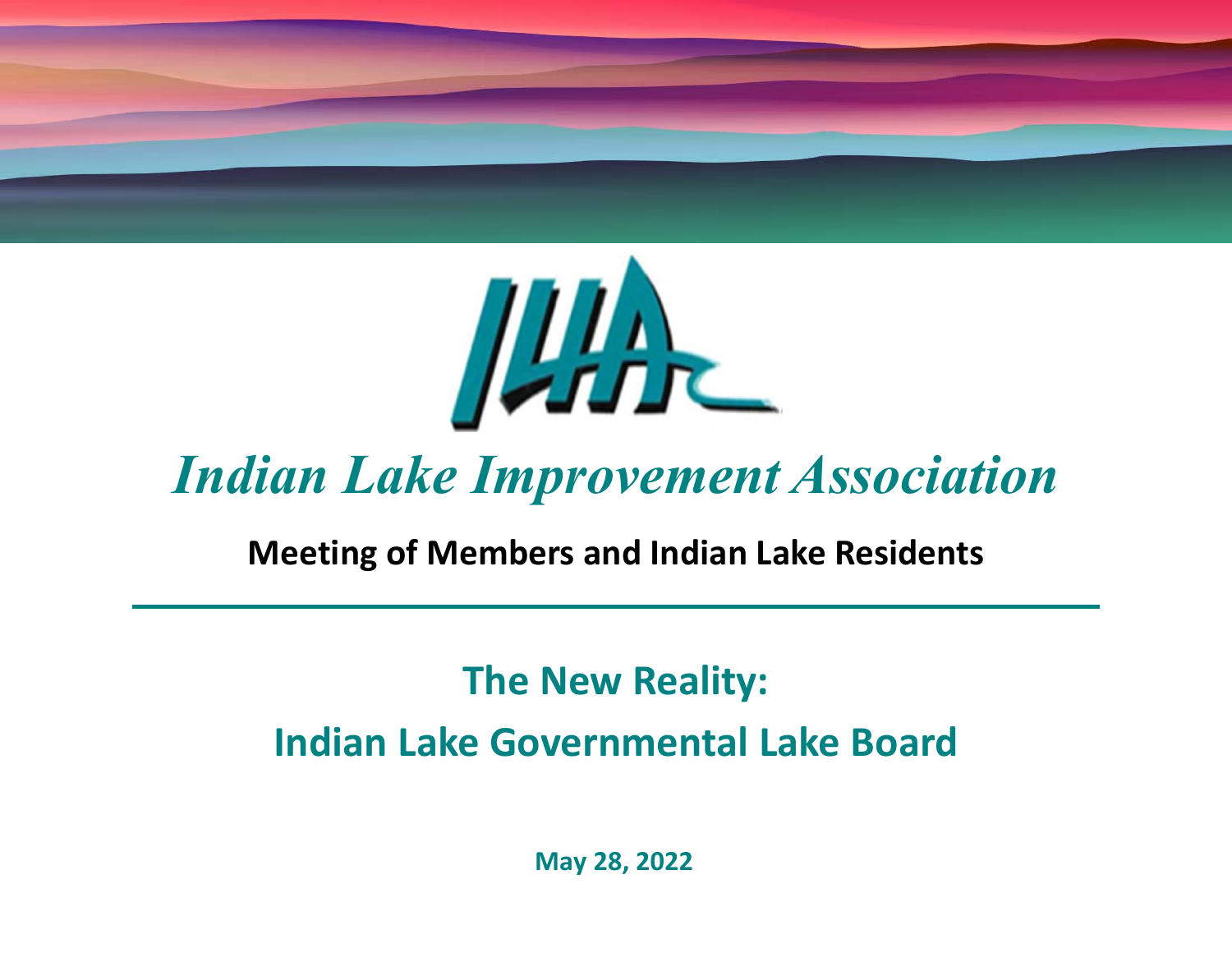# Indian Lake Improvement Association

**Meeting of Members and Indian Lake Residents**

## The New Reality:

## Indian Lake Governmental Lake Board

**May 28, 2022**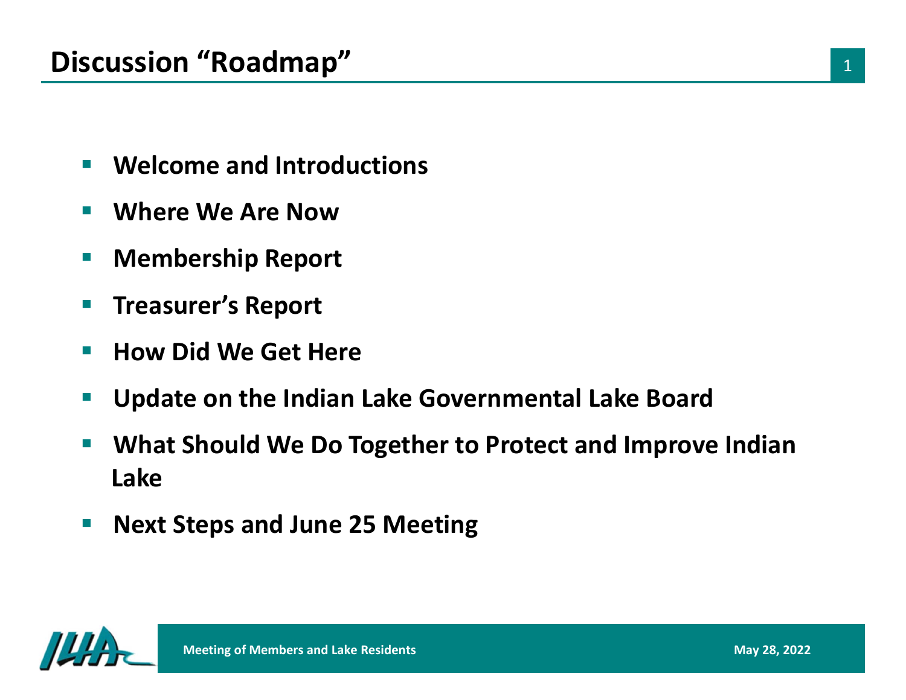# Discussion "Roadmap"

- **Welcome and Introductions**
- **Where We Are Now**
- **Membership Report**
- **Treasurer's Report**
- **How Did We Get Here**
- **Update on the Indian Lake Governmental Lake Board**
- **What Should We Do Together to Protect and Improve Indian Lake**
- **Next Steps and June 25 Meeting**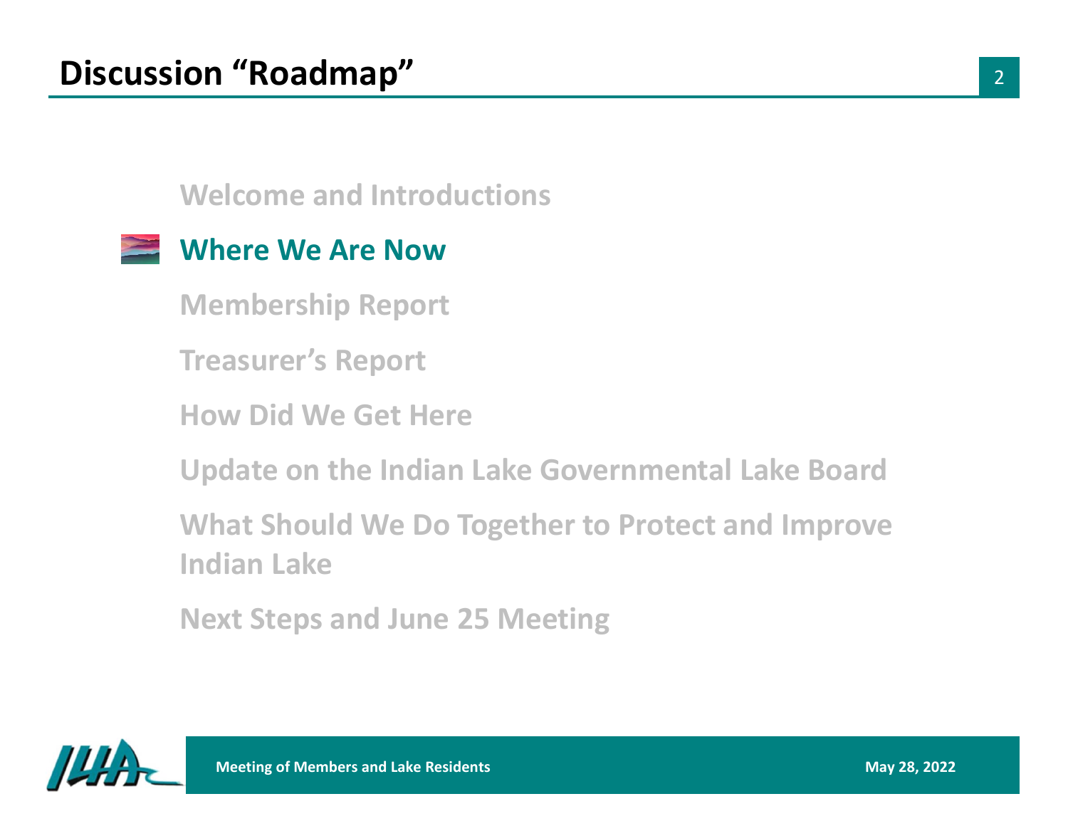# Discussion "Roadmap"

- Welcome and Introductions
- **Where We Are Now**
- Membership Report
- Treasurer's Report
- How Did We Get Here
- Update on the Indian Lake Governmental Lake Board
- What Should We Do Together to Protect and Improve Indian Lake
- Next Steps and June 25 Meeting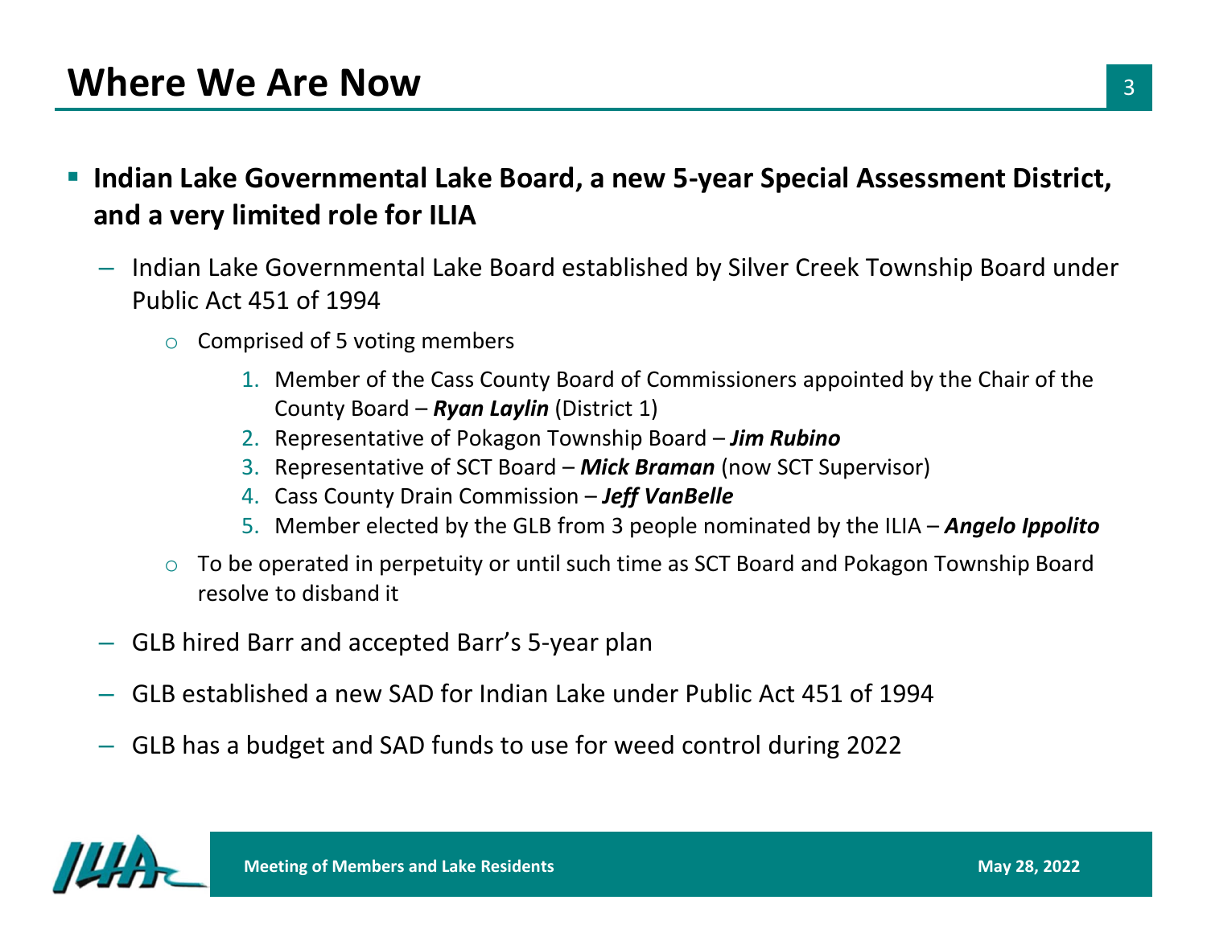# Where We Are Now

- **Indian Lake Governmental Lake Board, a new 5-year Special Assessment District, and a very limited role for ILIA**
  - Indian Lake Governmental Lake Board established by Silver Creek Township Board under Public Act 451 of 1994
    - Comprised of 5 voting members
      1. Member of the Cass County Board of Commissioners appointed by the Chair of the County Board – ***Ryan Laylin*** (District 1)
      2. Representative of Pokagon Township Board – ***Jim Rubino***
      3. Representative of SCT Board – ***Mick Braman*** (now SCT Supervisor)
      4. Cass County Drain Commission – ***Jeff VanBelle***
      5. Member elected by the GLB from 3 people nominated by the ILIA – ***Angelo Ippolito***
    - To be operated in perpetuity or until such time as SCT Board and Pokagon Township Board resolve to disband it
  - GLB hired Barr and accepted Barr's 5-year plan
  - GLB established a new SAD for Indian Lake under Public Act 451 of 1994
  - GLB has a budget and SAD funds to use for weed control during 2022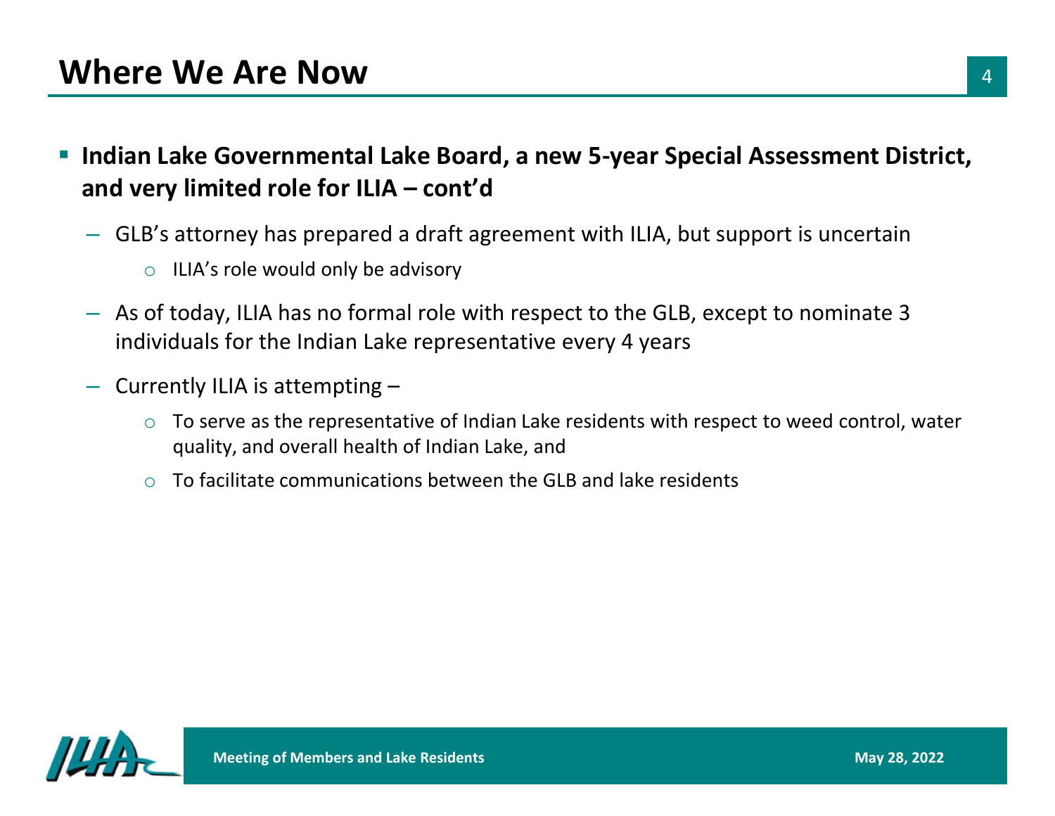# Where We Are Now

- **Indian Lake Governmental Lake Board, a new 5-year Special Assessment District, and very limited role for ILIA – cont'd**
  - GLB's attorney has prepared a draft agreement with ILIA, but support is uncertain
    - ILIA's role would only be advisory
  - As of today, ILIA has no formal role with respect to the GLB, except to nominate 3 individuals for the Indian Lake representative every 4 years
  - Currently ILIA is attempting –
    - To serve as the representative of Indian Lake residents with respect to weed control, water quality, and overall health of Indian Lake, and
    - To facilitate communications between the GLB and lake residents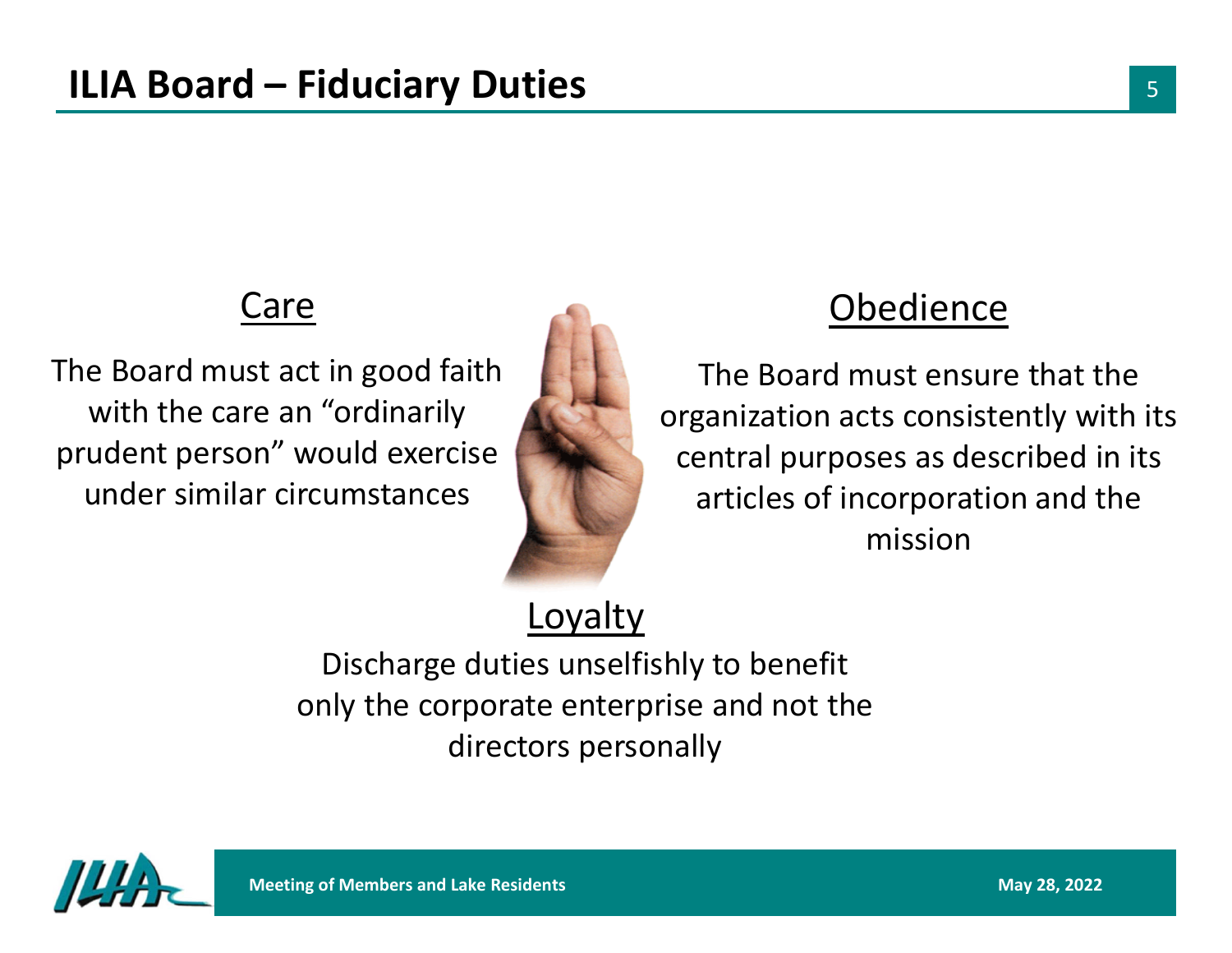# ILIA Board – Fiduciary Duties

## Care

The Board must act in good faith with the care an "ordinarily prudent person" would exercise under similar circumstances

## Obedience

The Board must ensure that the organization acts consistently with its central purposes as described in its articles of incorporation and the mission

## Loyalty

Discharge duties unselfishly to benefit only the corporate enterprise and not the directors personally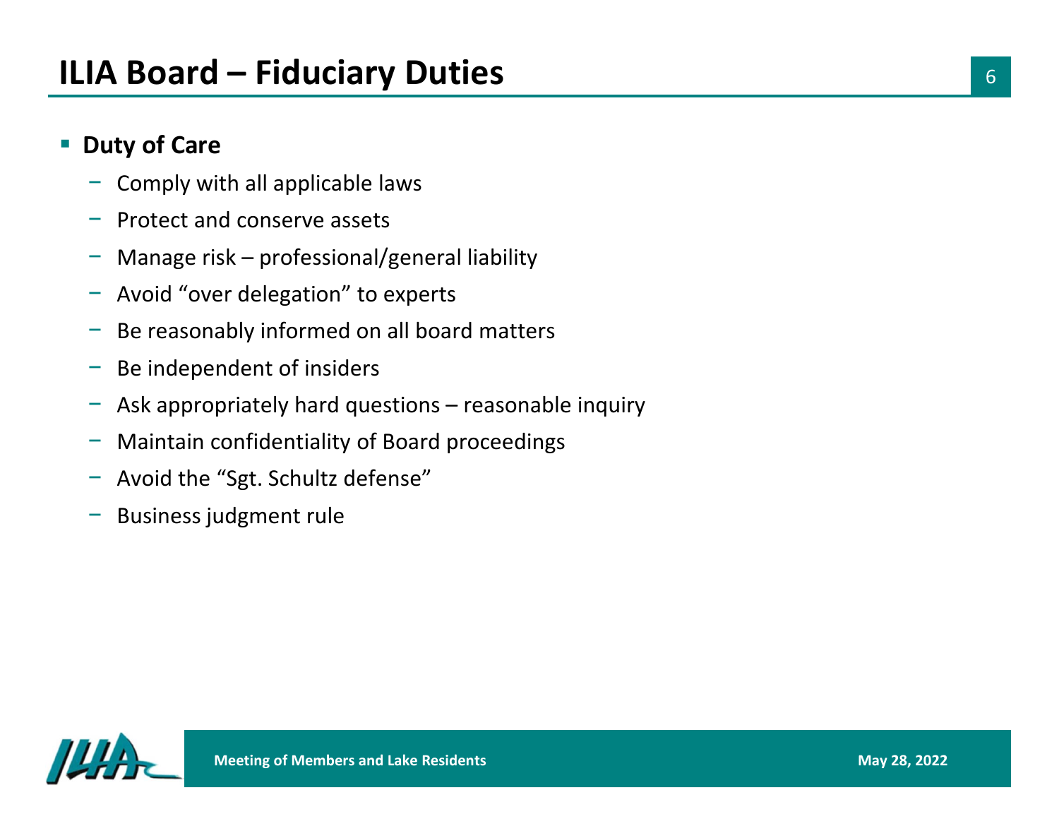# ILIA Board – Fiduciary Duties

- **Duty of Care**
  - Comply with all applicable laws
  - Protect and conserve assets
  - Manage risk – professional/general liability
  - Avoid "over delegation" to experts
  - Be reasonably informed on all board matters
  - Be independent of insiders
  - Ask appropriately hard questions – reasonable inquiry
  - Maintain confidentiality of Board proceedings
  - Avoid the "Sgt. Schultz defense"
  - Business judgment rule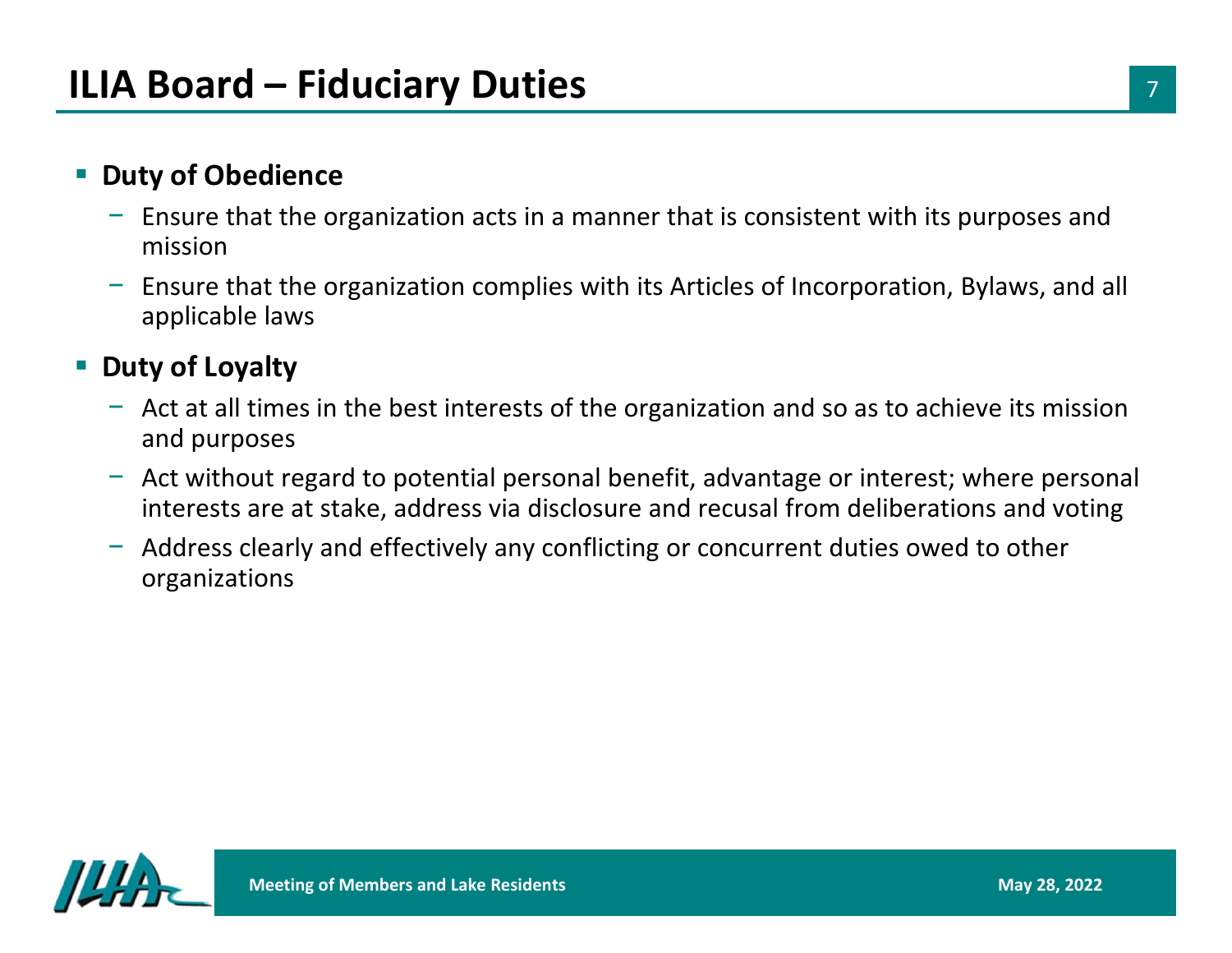# ILIA Board – Fiduciary Duties

- **Duty of Obedience**
  - Ensure that the organization acts in a manner that is consistent with its purposes and mission
  - Ensure that the organization complies with its Articles of Incorporation, Bylaws, and all applicable laws
- **Duty of Loyalty**
  - Act at all times in the best interests of the organization and so as to achieve its mission and purposes
  - Act without regard to potential personal benefit, advantage or interest; where personal interests are at stake, address via disclosure and recusal from deliberations and voting
  - Address clearly and effectively any conflicting or concurrent duties owed to other organizations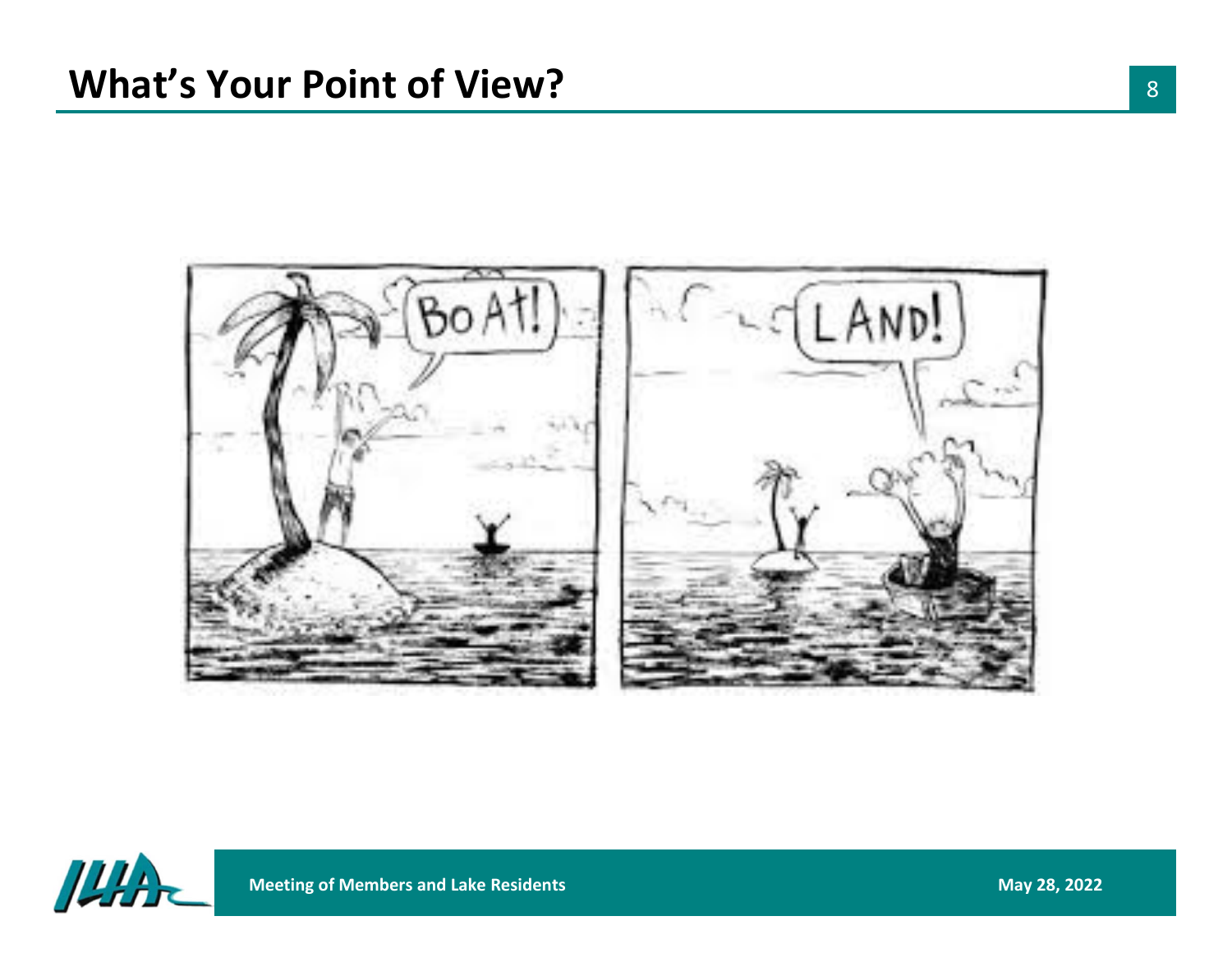## What's Your Point of View?

BoAt!

LAND!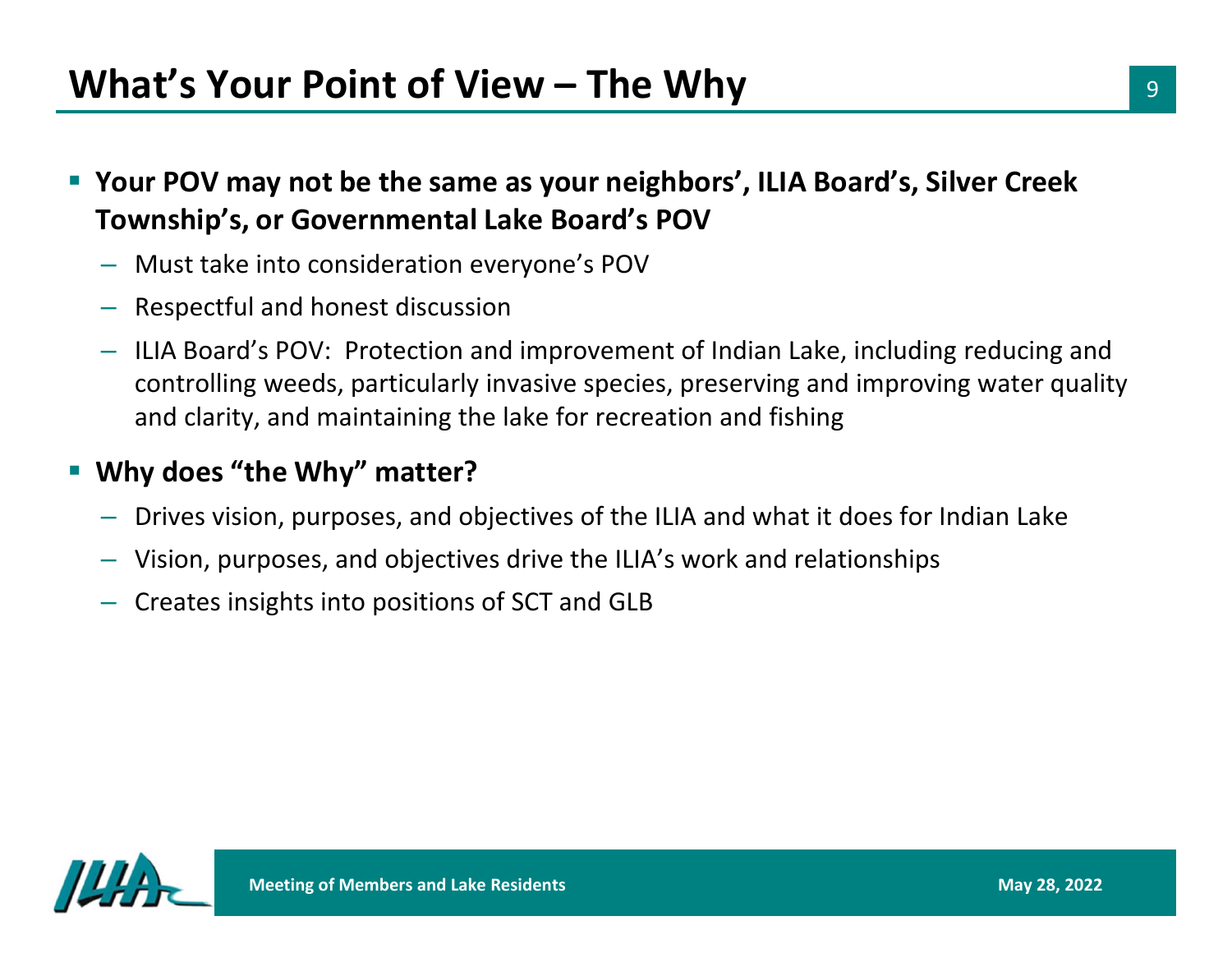# What's Your Point of View – The Why

- **Your POV may not be the same as your neighbors', ILIA Board's, Silver Creek Township's, or Governmental Lake Board's POV**
  - Must take into consideration everyone's POV
  - Respectful and honest discussion
  - ILIA Board's POV: Protection and improvement of Indian Lake, including reducing and controlling weeds, particularly invasive species, preserving and improving water quality and clarity, and maintaining the lake for recreation and fishing
- **Why does "the Why" matter?**
  - Drives vision, purposes, and objectives of the ILIA and what it does for Indian Lake
  - Vision, purposes, and objectives drive the ILIA's work and relationships
  - Creates insights into positions of SCT and GLB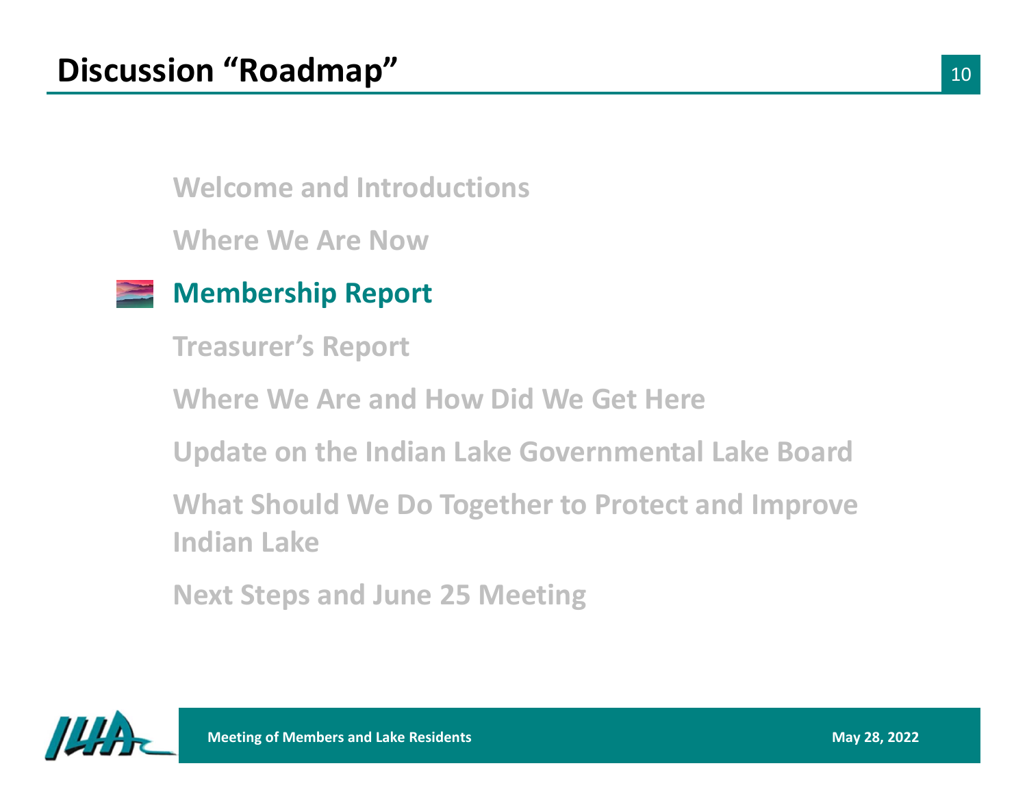# Discussion "Roadmap"

- Welcome and Introductions
- Where We Are Now
- **Membership Report**
- Treasurer's Report
- Where We Are and How Did We Get Here
- Update on the Indian Lake Governmental Lake Board
- What Should We Do Together to Protect and Improve Indian Lake
- Next Steps and June 25 Meeting

Meeting of Members and Lake Residents

May 28, 2022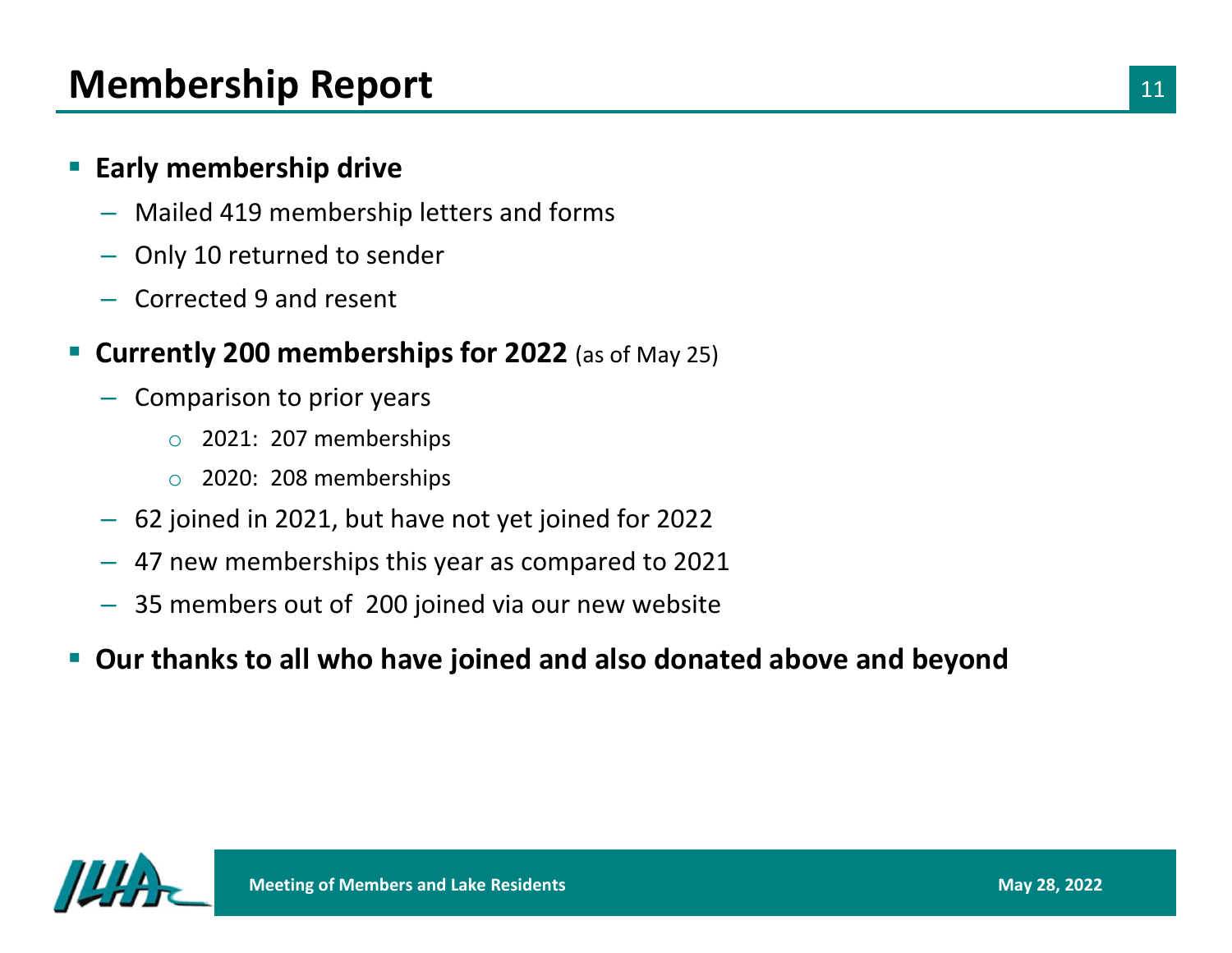# Membership Report

- **Early membership drive**
  - Mailed 419 membership letters and forms
  - Only 10 returned to sender
  - Corrected 9 and resent
- **Currently 200 memberships for 2022** (as of May 25)
  - Comparison to prior years
    - 2021: 207 memberships
    - 2020: 208 memberships
  - 62 joined in 2021, but have not yet joined for 2022
  - 47 new memberships this year as compared to 2021
  - 35 members out of 200 joined via our new website
- **Our thanks to all who have joined and also donated above and beyond**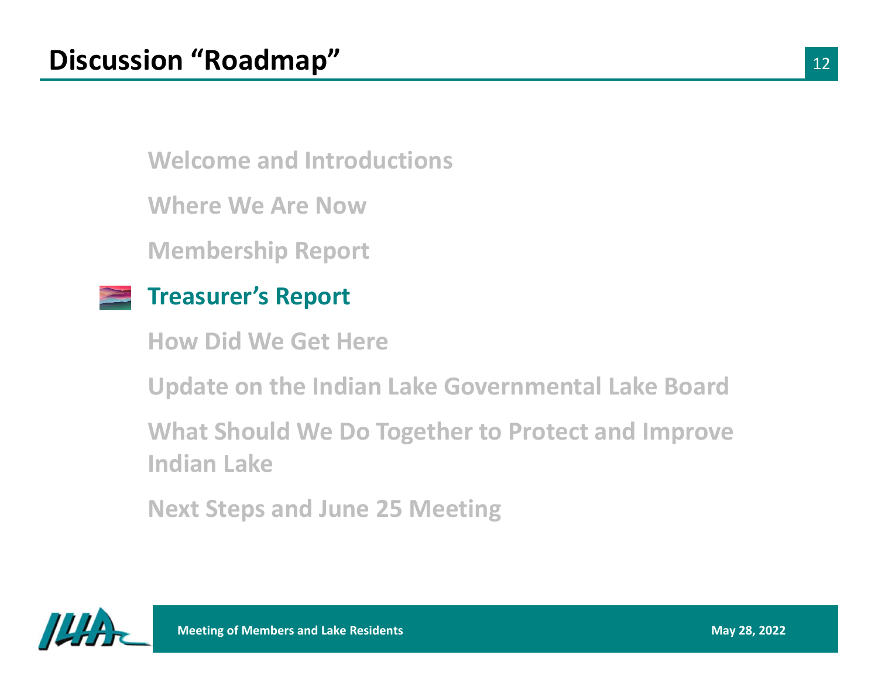# Discussion "Roadmap"

- Welcome and Introductions
- Where We Are Now
- Membership Report
- **Treasurer's Report**
- How Did We Get Here
- Update on the Indian Lake Governmental Lake Board
- What Should We Do Together to Protect and Improve Indian Lake
- Next Steps and June 25 Meeting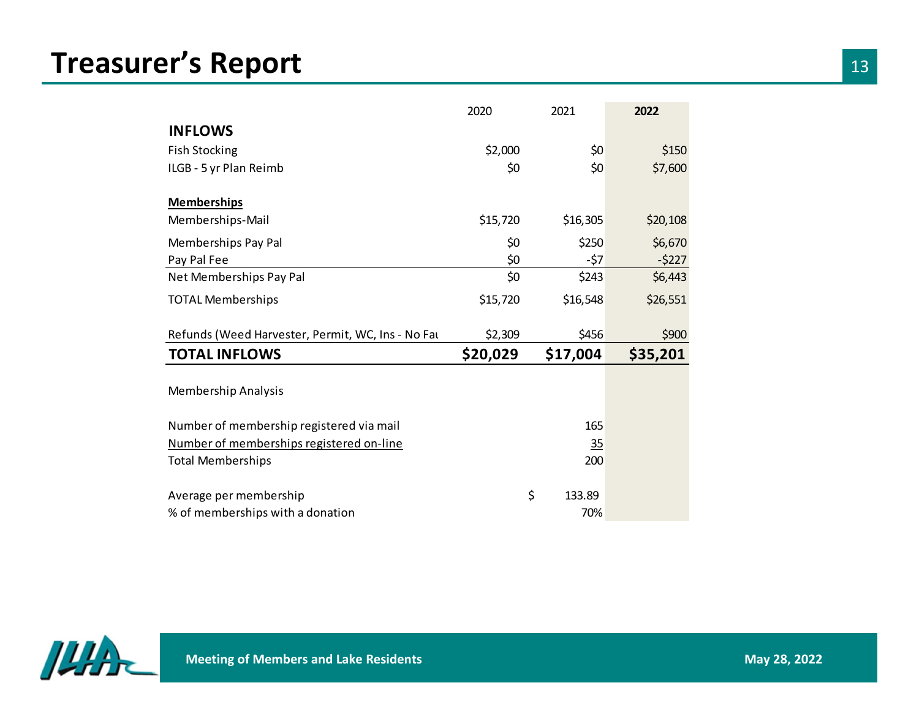# Treasurer's Report

| | 2020 | 2021 | **2022** |
|---|---|---|---|
| **INFLOWS** | | | |
| Fish Stocking | $2,000 | $0 | $150 |
| ILGB - 5 yr Plan Reimb | $0 | $0 | $7,600 |
| **Memberships** | | | |
| Memberships-Mail | $15,720 | $16,305 | $20,108 |
| Memberships Pay Pal | $0 | $250 | $6,670 |
| Pay Pal Fee | $0 | -$7 | -$227 |
| Net Memberships Pay Pal | $0 | $243 | $6,443 |
| TOTAL Memberships | $15,720 | $16,548 | $26,551 |
| Refunds (Weed Harvester, Permit, WC, Ins - No Fau | $2,309 | $456 | $900 |
| **TOTAL INFLOWS** | **$20,029** | **$17,004** | **$35,201** |
| Membership Analysis | | | |
| Number of membership registered via mail | | 165 | |
| Number of memberships registered on-line | | 35 | |
| Total Memberships | | 200 | |
| Average per membership | | $ 133.89 | |
| % of memberships with a donation | | 70% | |

Meeting of Members and Lake Residents

May 28, 2022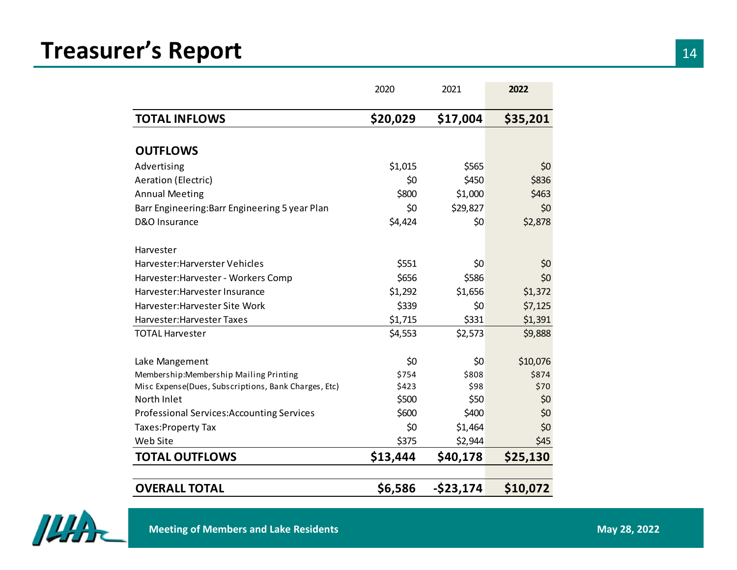# Treasurer's Report

| | 2020 | 2021 | 2022 |
|---|---|---|---|
| **TOTAL INFLOWS** | **$20,029** | **$17,004** | **$35,201** |
| | | | |
| **OUTFLOWS** | | | |
| Advertising | $1,015 | $565 | $0 |
| Aeration (Electric) | $0 | $450 | $836 |
| Annual Meeting | $800 | $1,000 | $463 |
| Barr Engineering:Barr Engineering 5 year Plan | $0 | $29,827 | $0 |
| D&O Insurance | $4,424 | $0 | $2,878 |
| | | | |
| Harvester | | | |
| Harvester:Harverster Vehicles | $551 | $0 | $0 |
| Harvester:Harvester - Workers Comp | $656 | $586 | $0 |
| Harvester:Harvester Insurance | $1,292 | $1,656 | $1,372 |
| Harvester:Harvester Site Work | $339 | $0 | $7,125 |
| Harvester:Harvester Taxes | $1,715 | $331 | $1,391 |
| TOTAL Harvester | $4,553 | $2,573 | $9,888 |
| | | | |
| Lake Mangement | $0 | $0 | $10,076 |
| Membership:Membership Mailing Printing | $754 | $808 | $874 |
| Misc Expense(Dues, Subscriptions, Bank Charges, Etc) | $423 | $98 | $70 |
| North Inlet | $500 | $50 | $0 |
| Professional Services:Accounting Services | $600 | $400 | $0 |
| Taxes:Property Tax | $0 | $1,464 | $0 |
| Web Site | $375 | $2,944 | $45 |
| **TOTAL OUTFLOWS** | **$13,444** | **$40,178** | **$25,130** |
| | | | |
| **OVERALL TOTAL** | **$6,586** | **-$23,174** | **$10,072** |

Meeting of Members and Lake Residents

May 28, 2022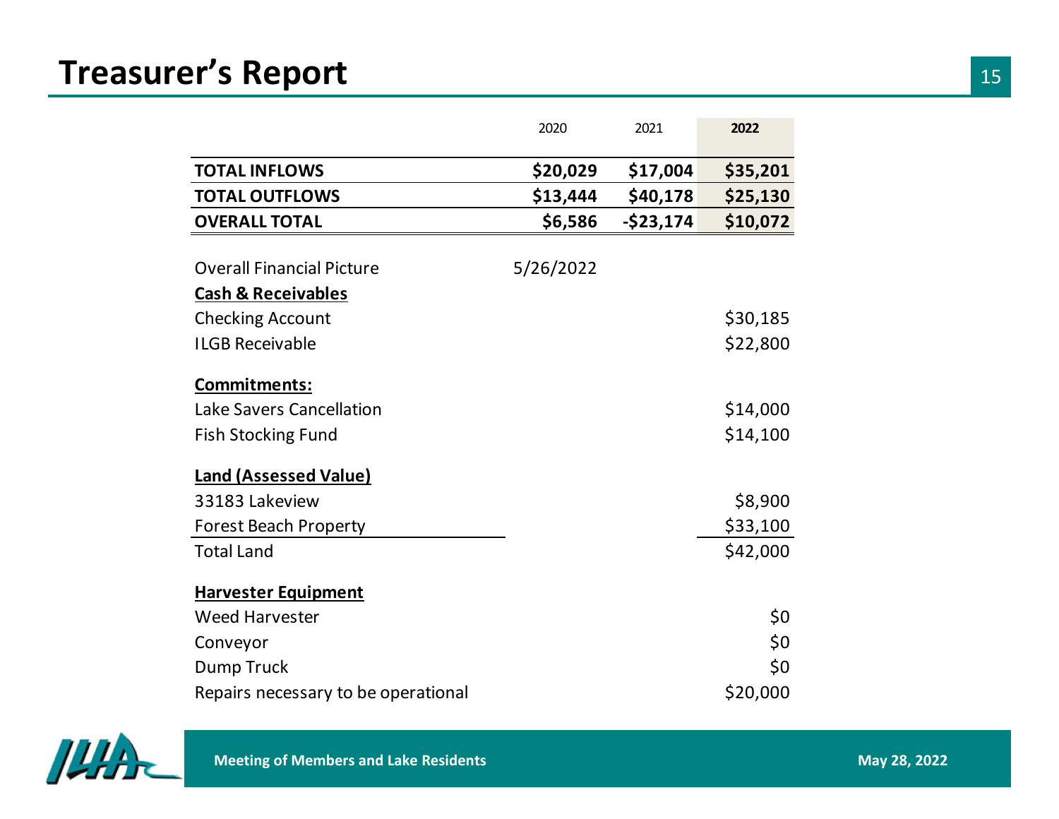# Treasurer's Report

| | 2020 | 2021 | 2022 |
|---|---|---|---|
| **TOTAL INFLOWS** | **$20,029** | **$17,004** | **$35,201** |
| **TOTAL OUTFLOWS** | **$13,444** | **$40,178** | **$25,130** |
| **OVERALL TOTAL** | **$6,586** | **-$23,174** | **$10,072** |

| Overall Financial Picture | 5/26/2022 | |
|---|---|---|
| **Cash & Receivables** | | |
| Checking Account | | $30,185 |
| ILGB Receivable | | $22,800 |
| **Commitments:** | | |
| Lake Savers Cancellation | | $14,000 |
| Fish Stocking Fund | | $14,100 |
| **Land (Assessed Value)** | | |
| 33183 Lakeview | | $8,900 |
| Forest Beach Property | | $33,100 |
| Total Land | | $42,000 |
| **Harvester Equipment** | | |
| Weed Harvester | | $0 |
| Conveyor | | $0 |
| Dump Truck | | $0 |
| Repairs necessary to be operational | | $20,000 |

Meeting of Members and Lake Residents

May 28, 2022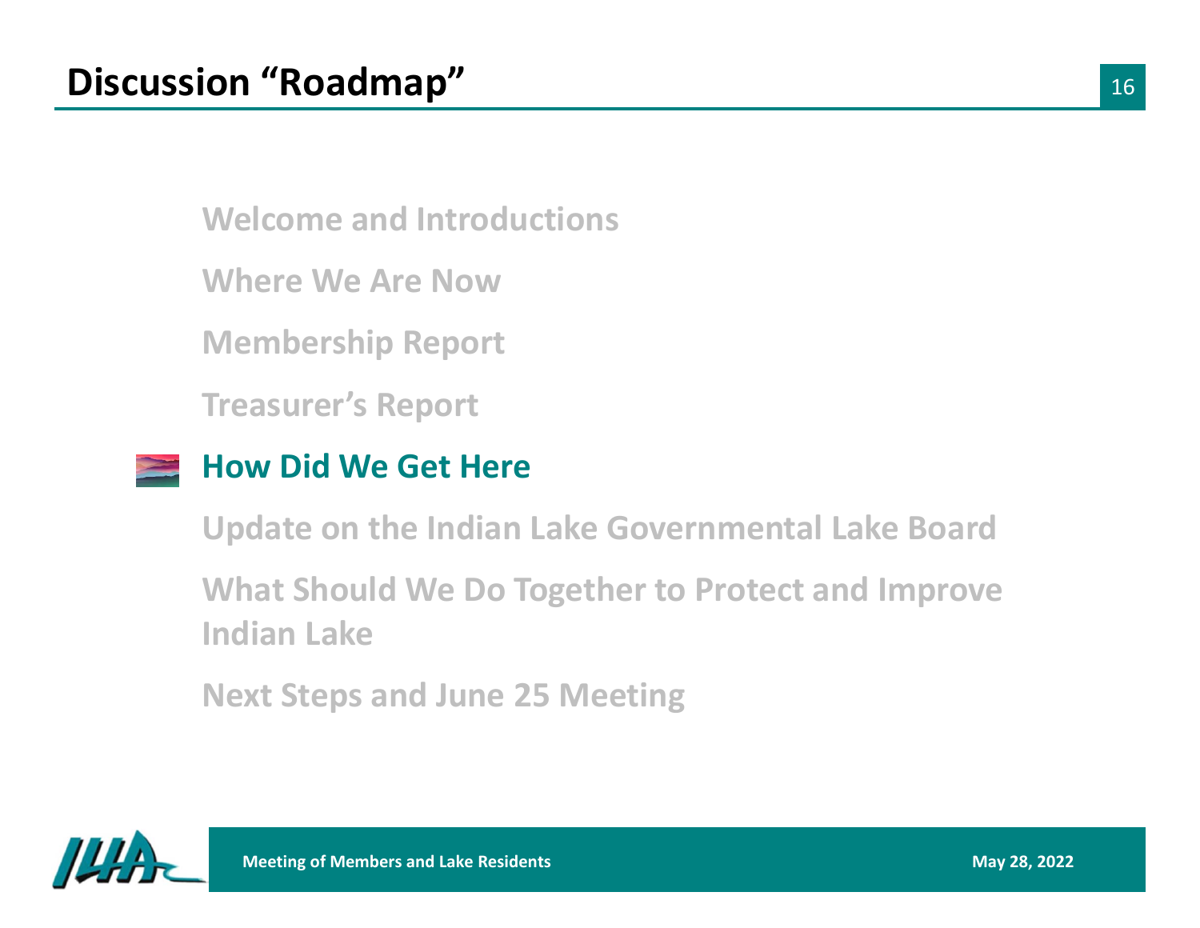# Discussion "Roadmap"

- Welcome and Introductions
- Where We Are Now
- Membership Report
- Treasurer's Report
- **How Did We Get Here**
- Update on the Indian Lake Governmental Lake Board
- What Should We Do Together to Protect and Improve Indian Lake
- Next Steps and June 25 Meeting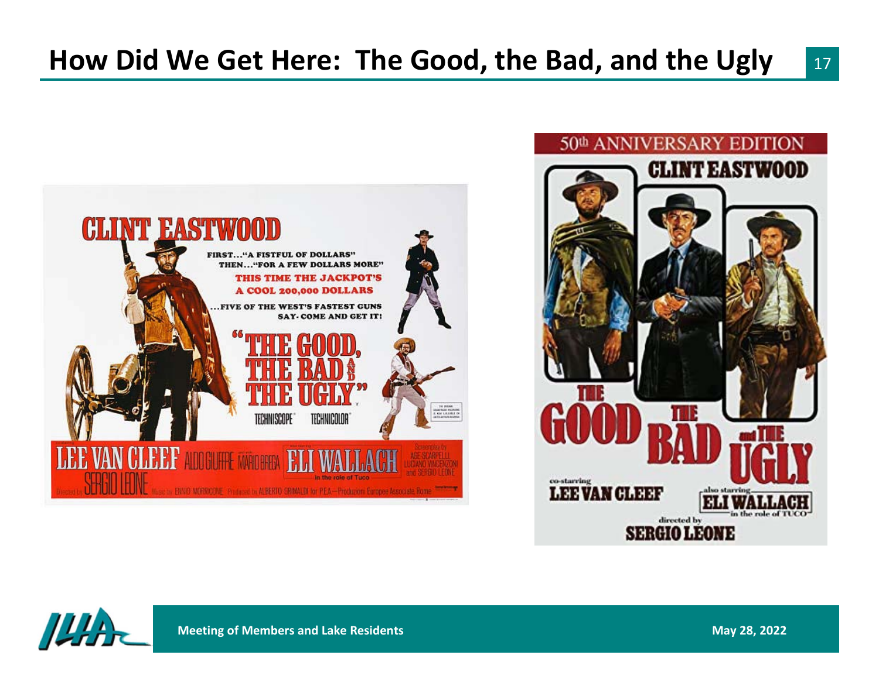# How Did We Get Here: The Good, the Bad, and the Ugly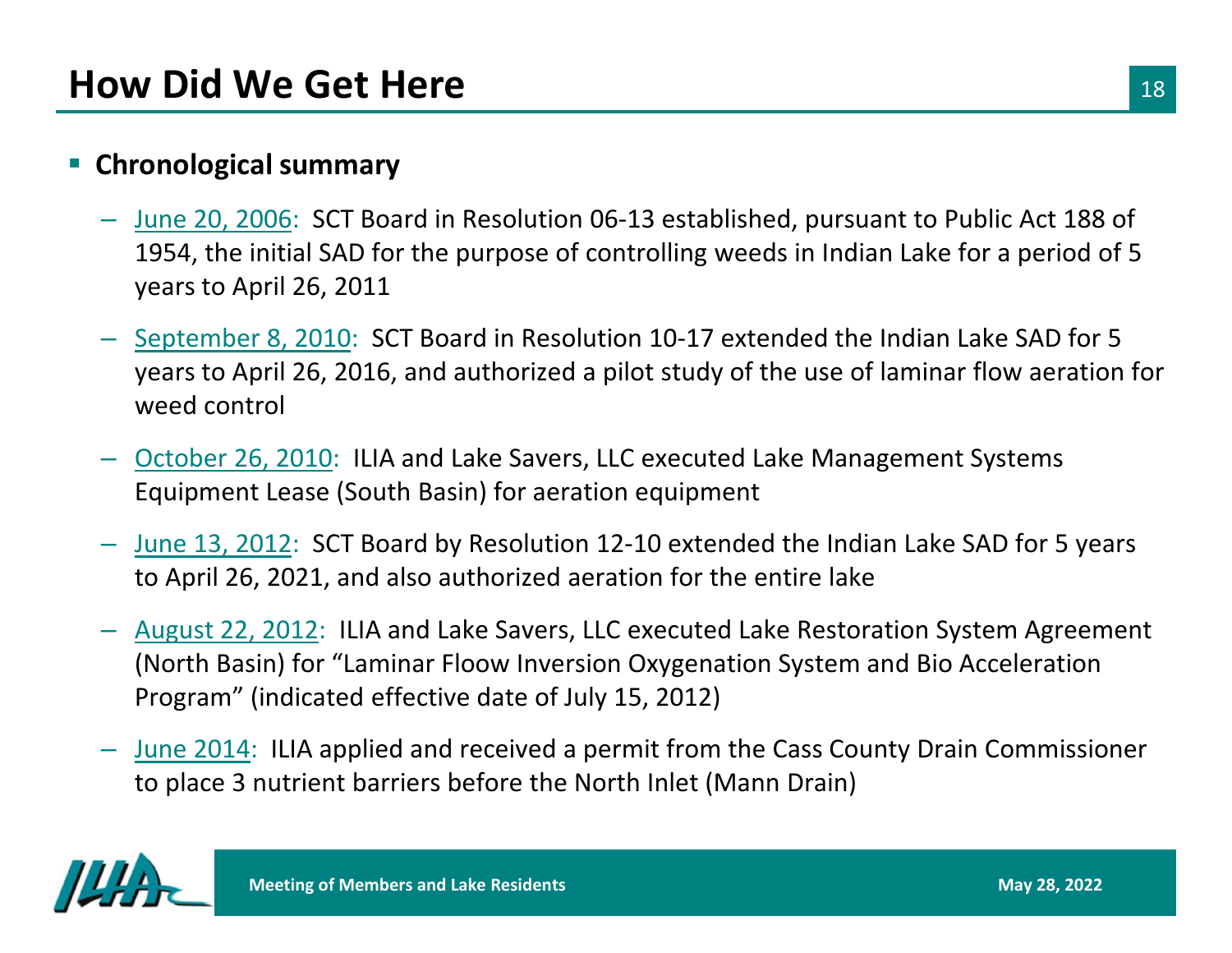# How Did We Get Here

- **Chronological summary**
  - June 20, 2006: SCT Board in Resolution 06-13 established, pursuant to Public Act 188 of 1954, the initial SAD for the purpose of controlling weeds in Indian Lake for a period of 5 years to April 26, 2011
  - September 8, 2010: SCT Board in Resolution 10-17 extended the Indian Lake SAD for 5 years to April 26, 2016, and authorized a pilot study of the use of laminar flow aeration for weed control
  - October 26, 2010: ILIA and Lake Savers, LLC executed Lake Management Systems Equipment Lease (South Basin) for aeration equipment
  - June 13, 2012: SCT Board by Resolution 12-10 extended the Indian Lake SAD for 5 years to April 26, 2021, and also authorized aeration for the entire lake
  - August 22, 2012: ILIA and Lake Savers, LLC executed Lake Restoration System Agreement (North Basin) for "Laminar Floow Inversion Oxygenation System and Bio Acceleration Program" (indicated effective date of July 15, 2012)
  - June 2014: ILIA applied and received a permit from the Cass County Drain Commissioner to place 3 nutrient barriers before the North Inlet (Mann Drain)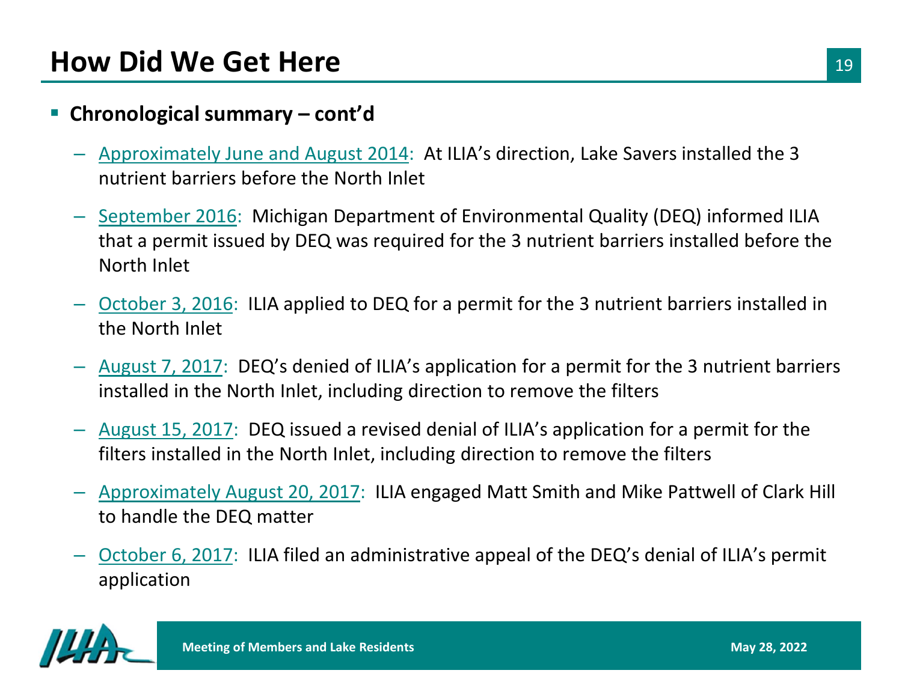# How Did We Get Here

- **Chronological summary – cont'd**
  - Approximately June and August 2014: At ILIA's direction, Lake Savers installed the 3 nutrient barriers before the North Inlet
  - September 2016: Michigan Department of Environmental Quality (DEQ) informed ILIA that a permit issued by DEQ was required for the 3 nutrient barriers installed before the North Inlet
  - October 3, 2016: ILIA applied to DEQ for a permit for the 3 nutrient barriers installed in the North Inlet
  - August 7, 2017: DEQ's denied of ILIA's application for a permit for the 3 nutrient barriers installed in the North Inlet, including direction to remove the filters
  - August 15, 2017: DEQ issued a revised denial of ILIA's application for a permit for the filters installed in the North Inlet, including direction to remove the filters
  - Approximately August 20, 2017: ILIA engaged Matt Smith and Mike Pattwell of Clark Hill to handle the DEQ matter
  - October 6, 2017: ILIA filed an administrative appeal of the DEQ's denial of ILIA's permit application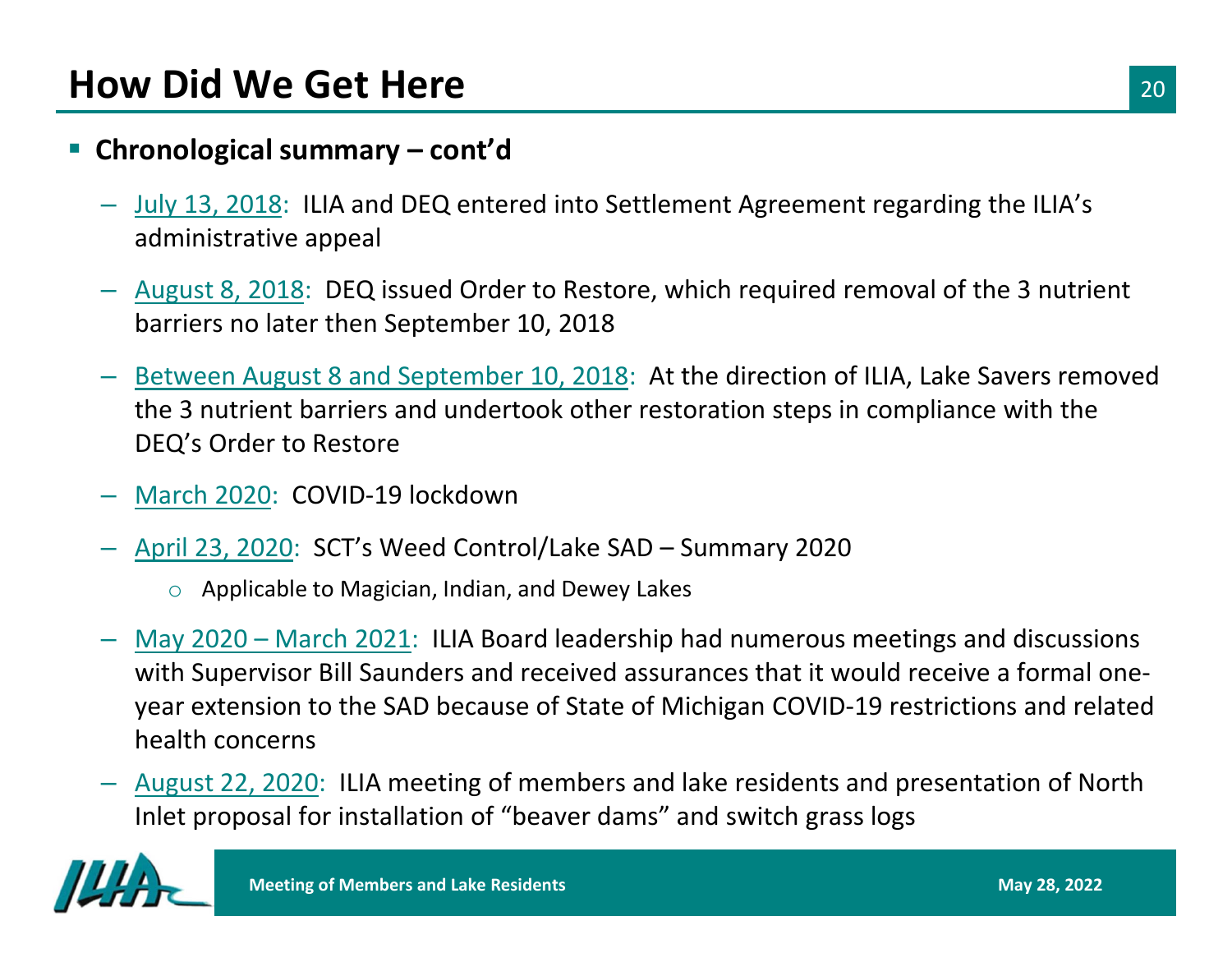# How Did We Get Here

- **Chronological summary – cont'd**
  - July 13, 2018: ILIA and DEQ entered into Settlement Agreement regarding the ILIA's administrative appeal
  - August 8, 2018: DEQ issued Order to Restore, which required removal of the 3 nutrient barriers no later then September 10, 2018
  - Between August 8 and September 10, 2018: At the direction of ILIA, Lake Savers removed the 3 nutrient barriers and undertook other restoration steps in compliance with the DEQ's Order to Restore
  - March 2020: COVID-19 lockdown
  - April 23, 2020: SCT's Weed Control/Lake SAD – Summary 2020
    - Applicable to Magician, Indian, and Dewey Lakes
  - May 2020 – March 2021: ILIA Board leadership had numerous meetings and discussions with Supervisor Bill Saunders and received assurances that it would receive a formal one-year extension to the SAD because of State of Michigan COVID-19 restrictions and related health concerns
  - August 22, 2020: ILIA meeting of members and lake residents and presentation of North Inlet proposal for installation of "beaver dams" and switch grass logs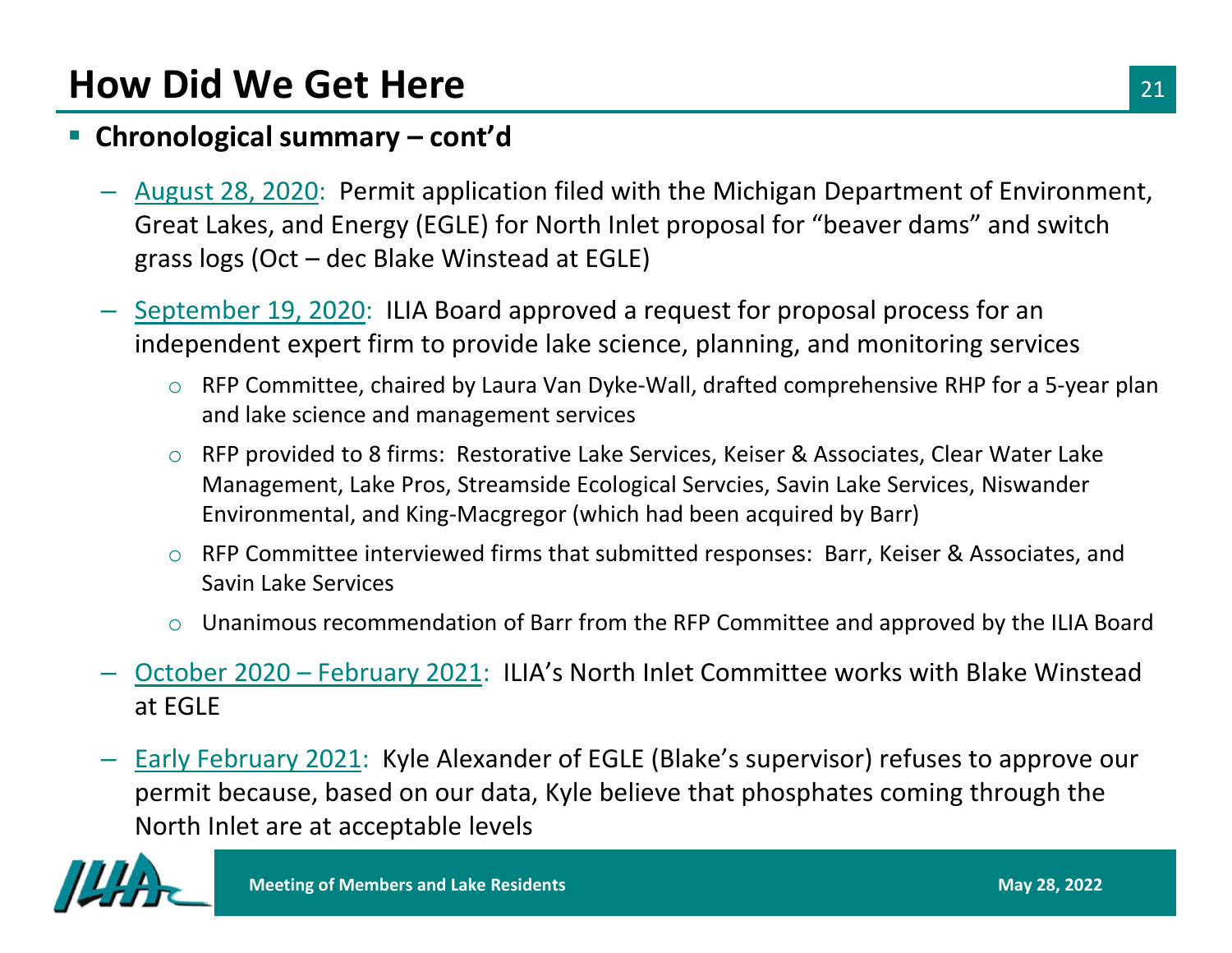# How Did We Get Here

- **Chronological summary – cont'd**
  - August 28, 2020: Permit application filed with the Michigan Department of Environment, Great Lakes, and Energy (EGLE) for North Inlet proposal for "beaver dams" and switch grass logs (Oct – dec Blake Winstead at EGLE)
  - September 19, 2020: ILIA Board approved a request for proposal process for an independent expert firm to provide lake science, planning, and monitoring services
    - RFP Committee, chaired by Laura Van Dyke-Wall, drafted comprehensive RHP for a 5-year plan and lake science and management services
    - RFP provided to 8 firms: Restorative Lake Services, Keiser & Associates, Clear Water Lake Management, Lake Pros, Streamside Ecological Servcies, Savin Lake Services, Niswander Environmental, and King-Macgregor (which had been acquired by Barr)
    - RFP Committee interviewed firms that submitted responses: Barr, Keiser & Associates, and Savin Lake Services
    - Unanimous recommendation of Barr from the RFP Committee and approved by the ILIA Board
  - October 2020 – February 2021: ILIA's North Inlet Committee works with Blake Winstead at EGLE
  - Early February 2021: Kyle Alexander of EGLE (Blake's supervisor) refuses to approve our permit because, based on our data, Kyle believe that phosphates coming through the North Inlet are at acceptable levels

Meeting of Members and Lake Residents — May 28, 2022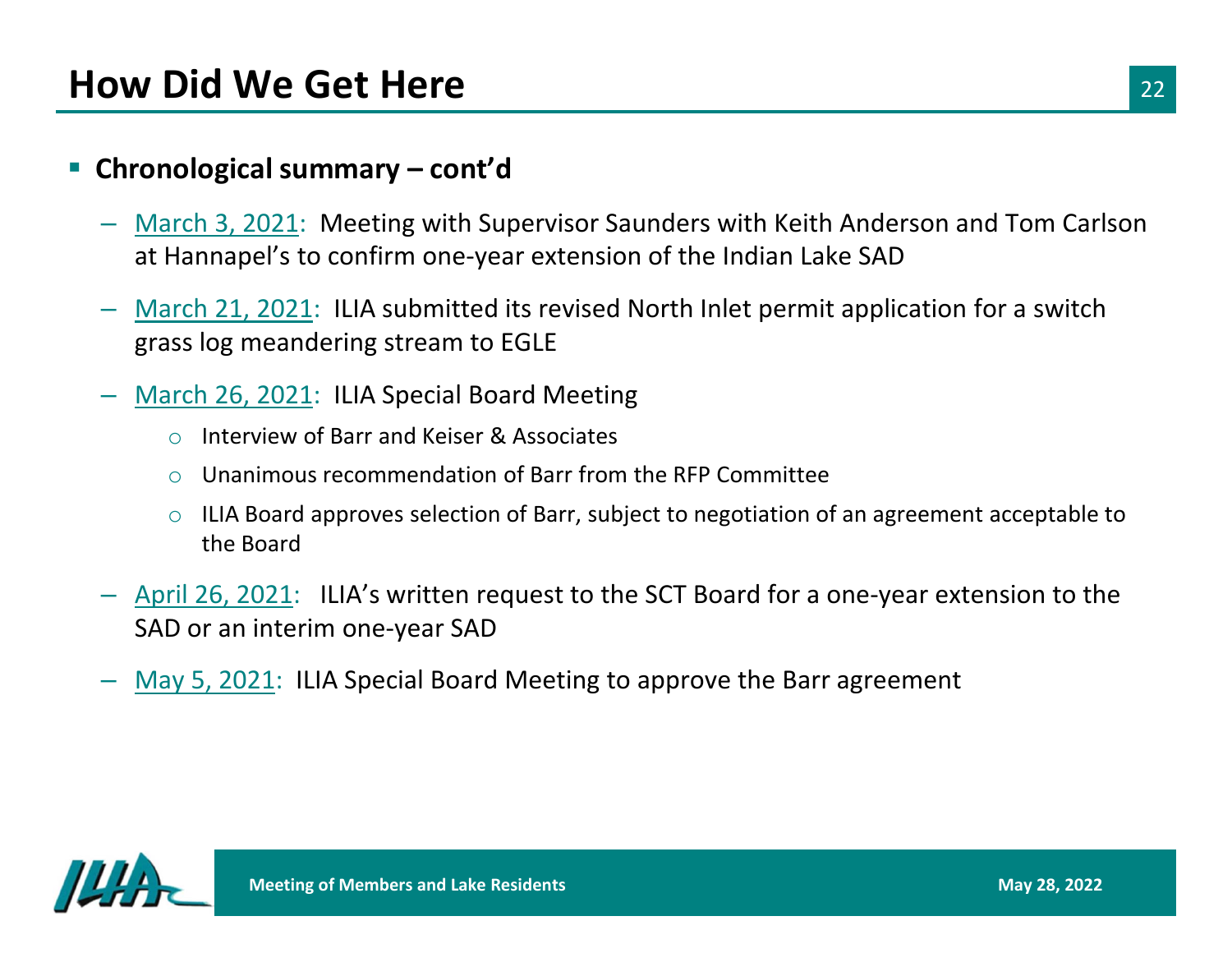# How Did We Get Here

- **Chronological summary – cont'd**
  - March 3, 2021: Meeting with Supervisor Saunders with Keith Anderson and Tom Carlson at Hannapel's to confirm one-year extension of the Indian Lake SAD
  - March 21, 2021: ILIA submitted its revised North Inlet permit application for a switch grass log meandering stream to EGLE
  - March 26, 2021: ILIA Special Board Meeting
    - Interview of Barr and Keiser & Associates
    - Unanimous recommendation of Barr from the RFP Committee
    - ILIA Board approves selection of Barr, subject to negotiation of an agreement acceptable to the Board
  - April 26, 2021: ILIA's written request to the SCT Board for a one-year extension to the SAD or an interim one-year SAD
  - May 5, 2021: ILIA Special Board Meeting to approve the Barr agreement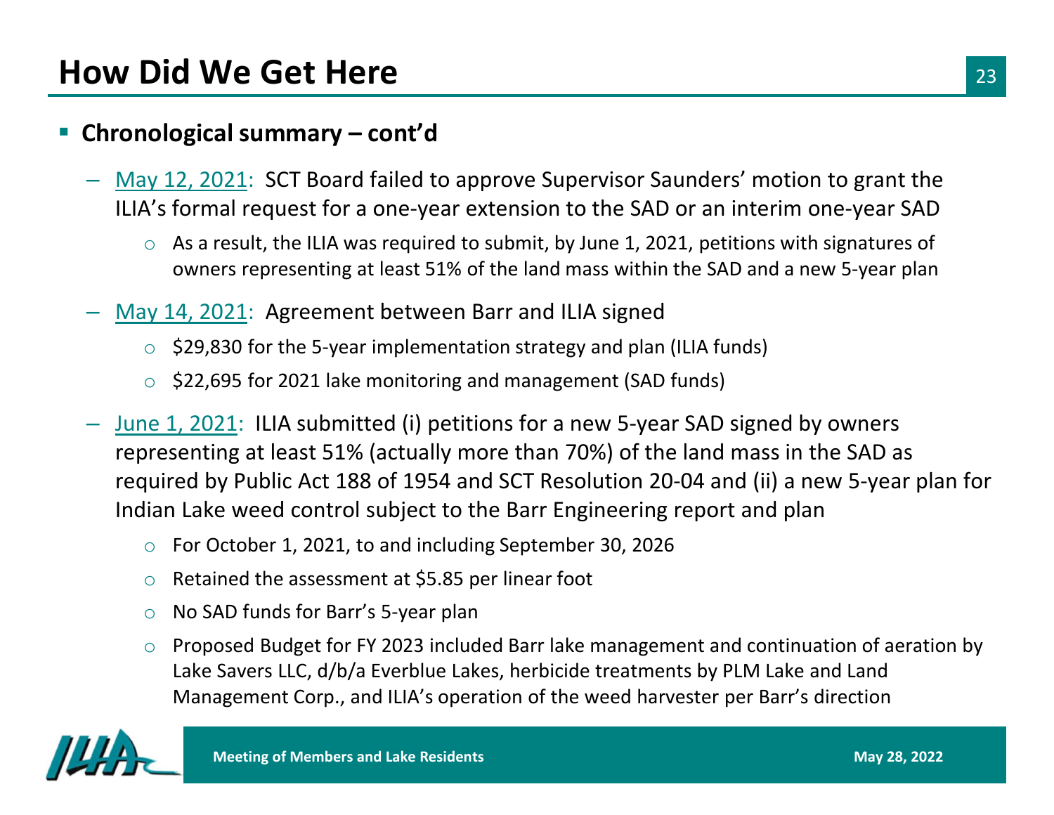# How Did We Get Here

- **Chronological summary – cont'd**
  - May 12, 2021: SCT Board failed to approve Supervisor Saunders' motion to grant the ILIA's formal request for a one-year extension to the SAD or an interim one-year SAD
    - As a result, the ILIA was required to submit, by June 1, 2021, petitions with signatures of owners representing at least 51% of the land mass within the SAD and a new 5-year plan
  - May 14, 2021: Agreement between Barr and ILIA signed
    - $29,830 for the 5-year implementation strategy and plan (ILIA funds)
    - $22,695 for 2021 lake monitoring and management (SAD funds)
  - June 1, 2021: ILIA submitted (i) petitions for a new 5-year SAD signed by owners representing at least 51% (actually more than 70%) of the land mass in the SAD as required by Public Act 188 of 1954 and SCT Resolution 20-04 and (ii) a new 5-year plan for Indian Lake weed control subject to the Barr Engineering report and plan
    - For October 1, 2021, to and including September 30, 2026
    - Retained the assessment at $5.85 per linear foot
    - No SAD funds for Barr's 5-year plan
    - Proposed Budget for FY 2023 included Barr lake management and continuation of aeration by Lake Savers LLC, d/b/a Everblue Lakes, herbicide treatments by PLM Lake and Land Management Corp., and ILIA's operation of the weed harvester per Barr's direction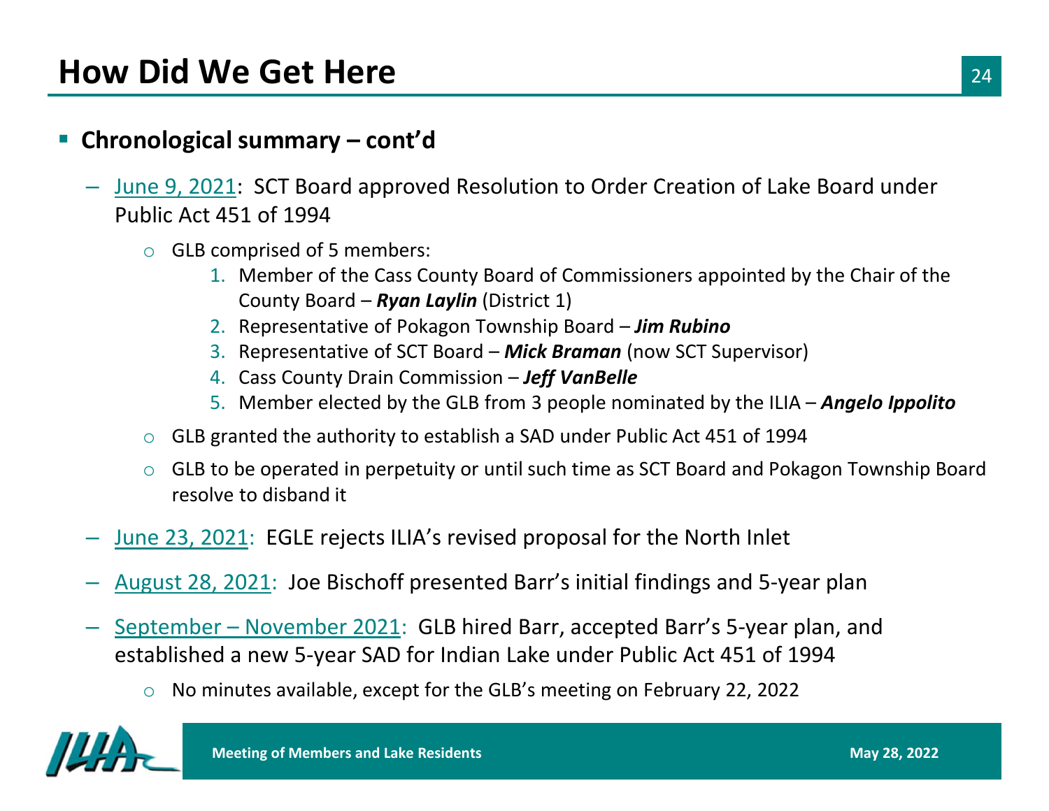# How Did We Get Here

- **Chronological summary – cont'd**
  - June 9, 2021: SCT Board approved Resolution to Order Creation of Lake Board under Public Act 451 of 1994
    - GLB comprised of 5 members:
      1. Member of the Cass County Board of Commissioners appointed by the Chair of the County Board – ***Ryan Laylin*** (District 1)
      2. Representative of Pokagon Township Board – ***Jim Rubino***
      3. Representative of SCT Board – ***Mick Braman*** (now SCT Supervisor)
      4. Cass County Drain Commission – ***Jeff VanBelle***
      5. Member elected by the GLB from 3 people nominated by the ILIA – ***Angelo Ippolito***
    - GLB granted the authority to establish a SAD under Public Act 451 of 1994
    - GLB to be operated in perpetuity or until such time as SCT Board and Pokagon Township Board resolve to disband it
  - June 23, 2021: EGLE rejects ILIA's revised proposal for the North Inlet
  - August 28, 2021: Joe Bischoff presented Barr's initial findings and 5-year plan
  - September – November 2021: GLB hired Barr, accepted Barr's 5-year plan, and established a new 5-year SAD for Indian Lake under Public Act 451 of 1994
    - No minutes available, except for the GLB's meeting on February 22, 2022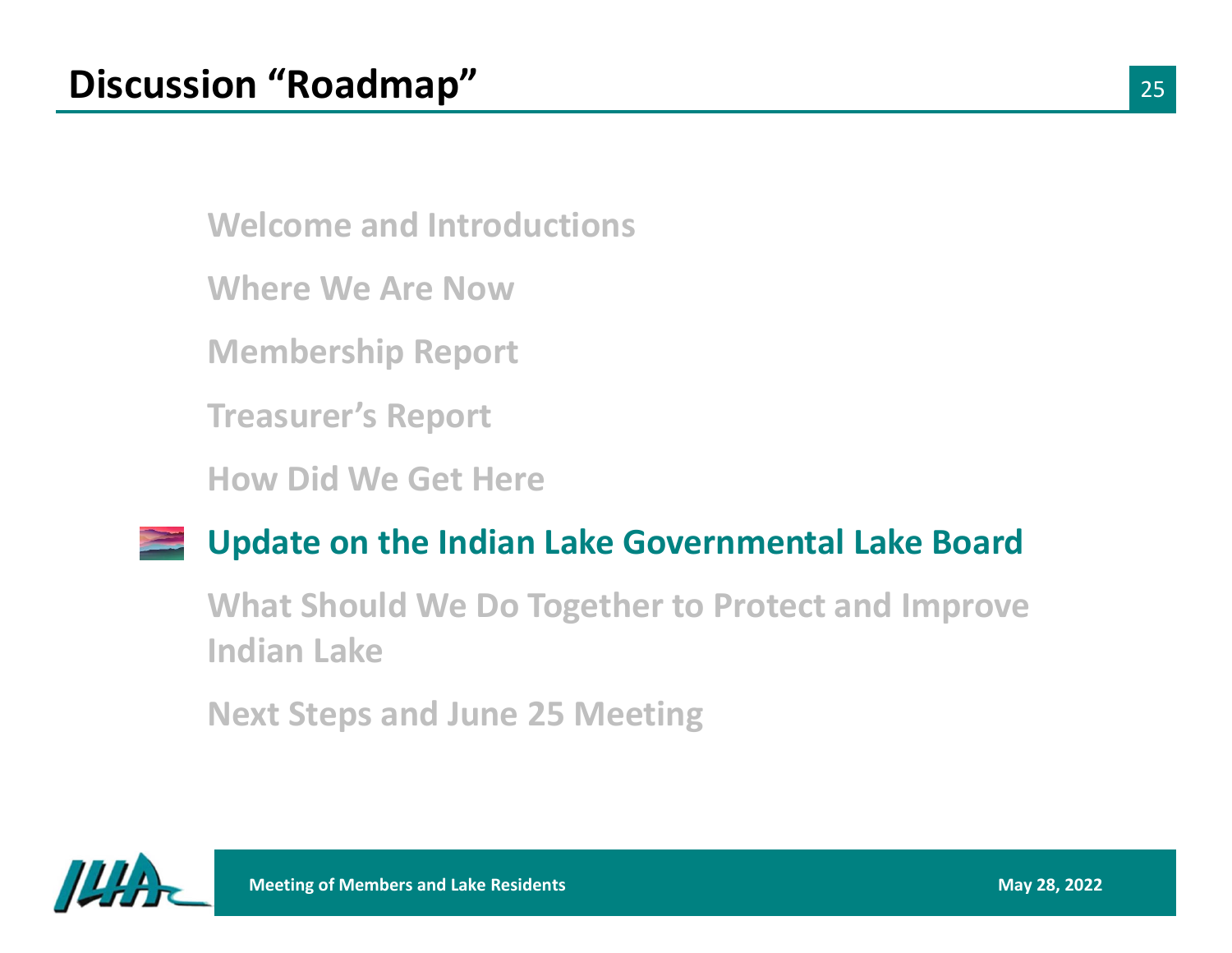# Discussion "Roadmap"

- Welcome and Introductions
- Where We Are Now
- Membership Report
- Treasurer's Report
- How Did We Get Here
- **Update on the Indian Lake Governmental Lake Board**
- What Should We Do Together to Protect and Improve Indian Lake
- Next Steps and June 25 Meeting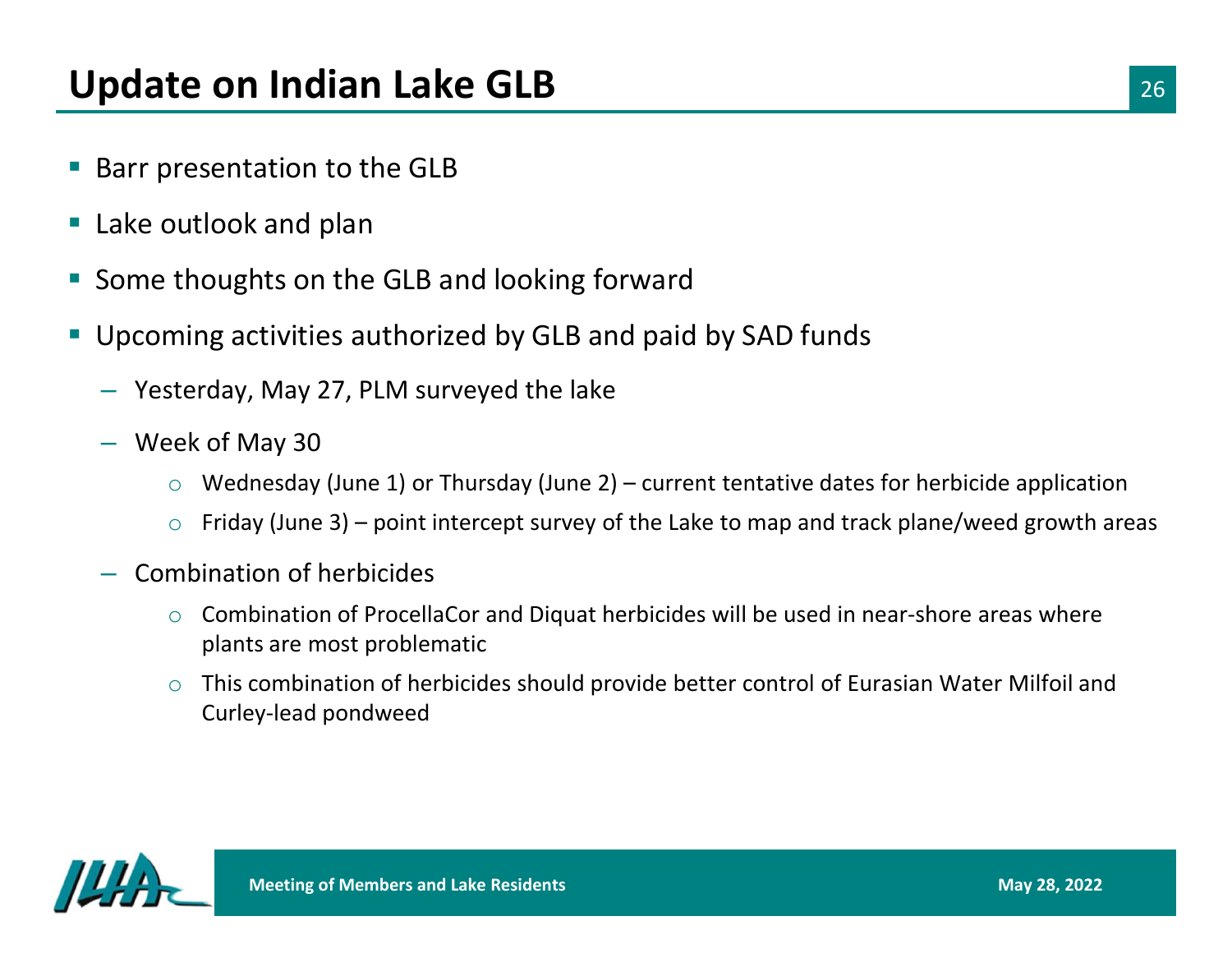# Update on Indian Lake GLB

- Barr presentation to the GLB
- Lake outlook and plan
- Some thoughts on the GLB and looking forward
- Upcoming activities authorized by GLB and paid by SAD funds
  - Yesterday, May 27, PLM surveyed the lake
  - Week of May 30
    - Wednesday (June 1) or Thursday (June 2) – current tentative dates for herbicide application
    - Friday (June 3) – point intercept survey of the Lake to map and track plane/weed growth areas
  - Combination of herbicides
    - Combination of ProcellaCor and Diquat herbicides will be used in near-shore areas where plants are most problematic
    - This combination of herbicides should provide better control of Eurasian Water Milfoil and Curley-lead pondweed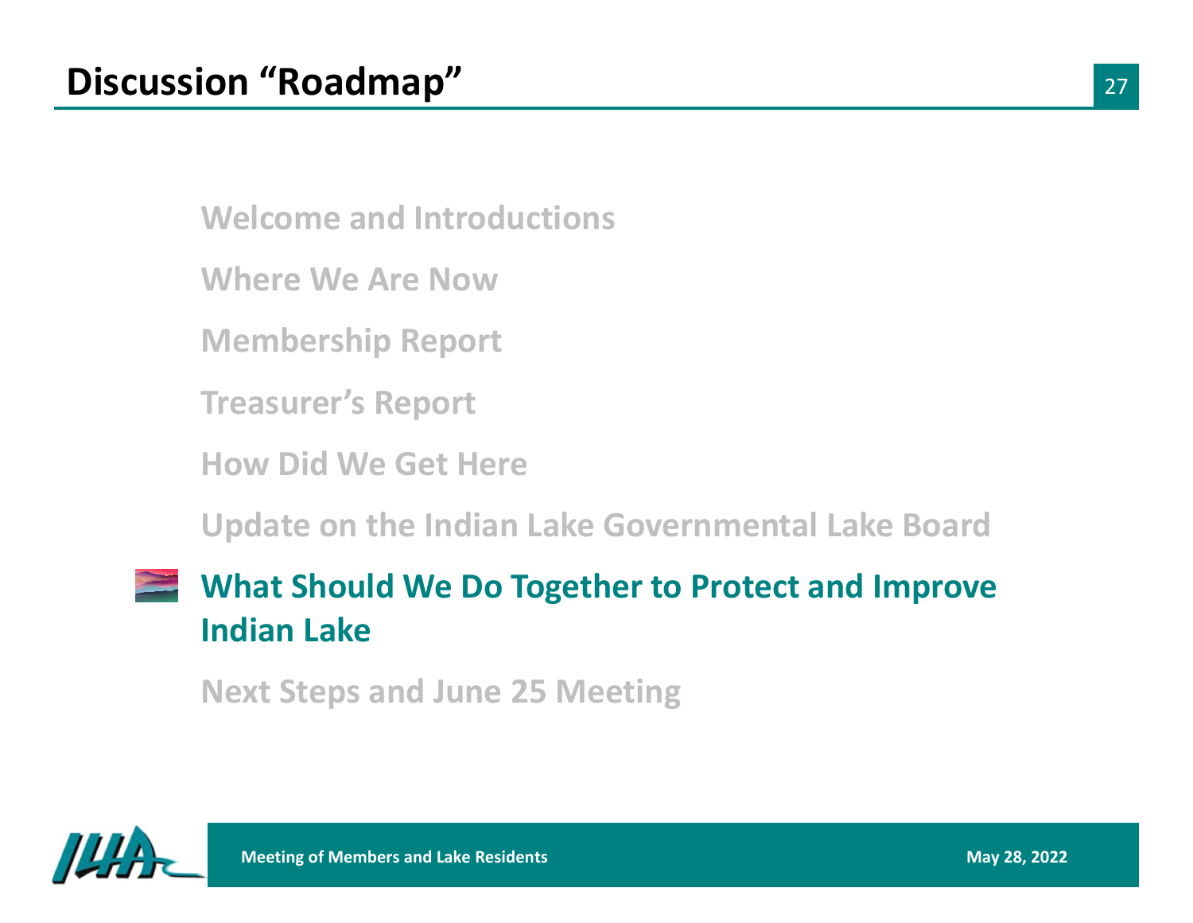# Discussion "Roadmap"

- Welcome and Introductions
- Where We Are Now
- Membership Report
- Treasurer's Report
- How Did We Get Here
- Update on the Indian Lake Governmental Lake Board
- **What Should We Do Together to Protect and Improve Indian Lake**
- Next Steps and June 25 Meeting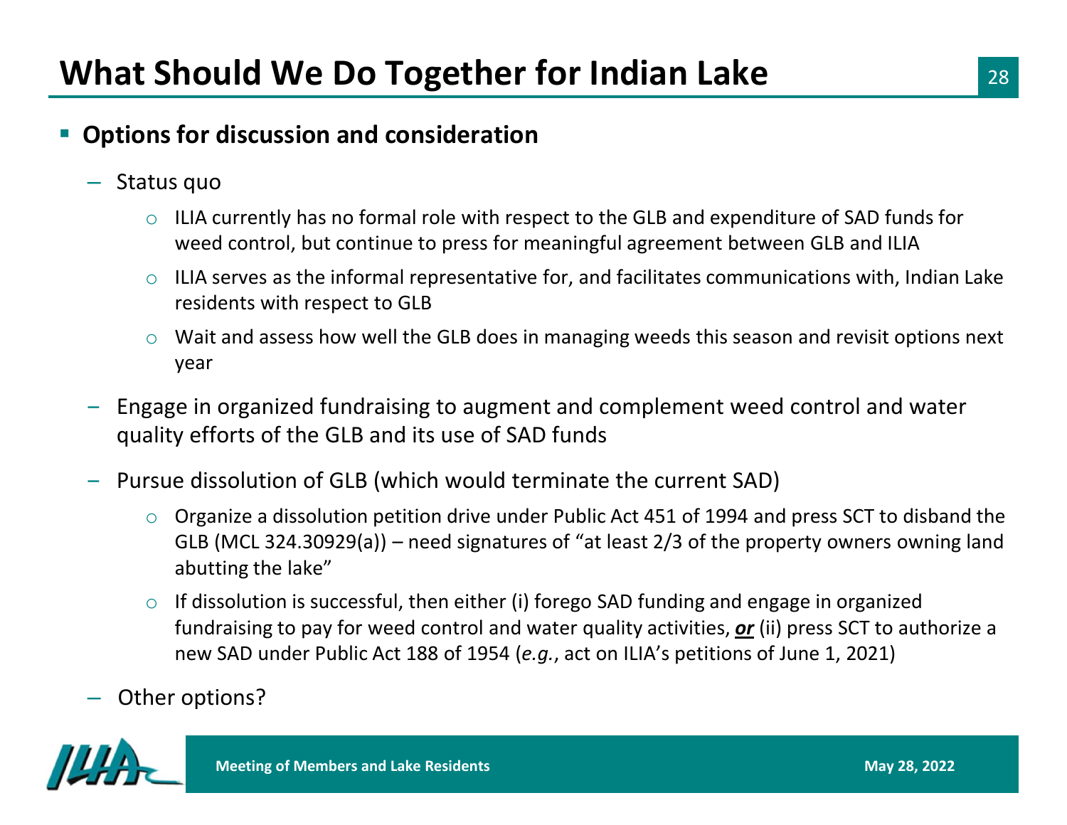# What Should We Do Together for Indian Lake

- **Options for discussion and consideration**
  - Status quo
    - ILIA currently has no formal role with respect to the GLB and expenditure of SAD funds for weed control, but continue to press for meaningful agreement between GLB and ILIA
    - ILIA serves as the informal representative for, and facilitates communications with, Indian Lake residents with respect to GLB
    - Wait and assess how well the GLB does in managing weeds this season and revisit options next year
  - Engage in organized fundraising to augment and complement weed control and water quality efforts of the GLB and its use of SAD funds
  - Pursue dissolution of GLB (which would terminate the current SAD)
    - Organize a dissolution petition drive under Public Act 451 of 1994 and press SCT to disband the GLB (MCL 324.30929(a)) – need signatures of "at least 2/3 of the property owners owning land abutting the lake"
    - If dissolution is successful, then either (i) forego SAD funding and engage in organized fundraising to pay for weed control and water quality activities, ***or*** (ii) press SCT to authorize a new SAD under Public Act 188 of 1954 (*e.g.*, act on ILIA's petitions of June 1, 2021)
  - Other options?

Meeting of Members and Lake Residents

May 28, 2022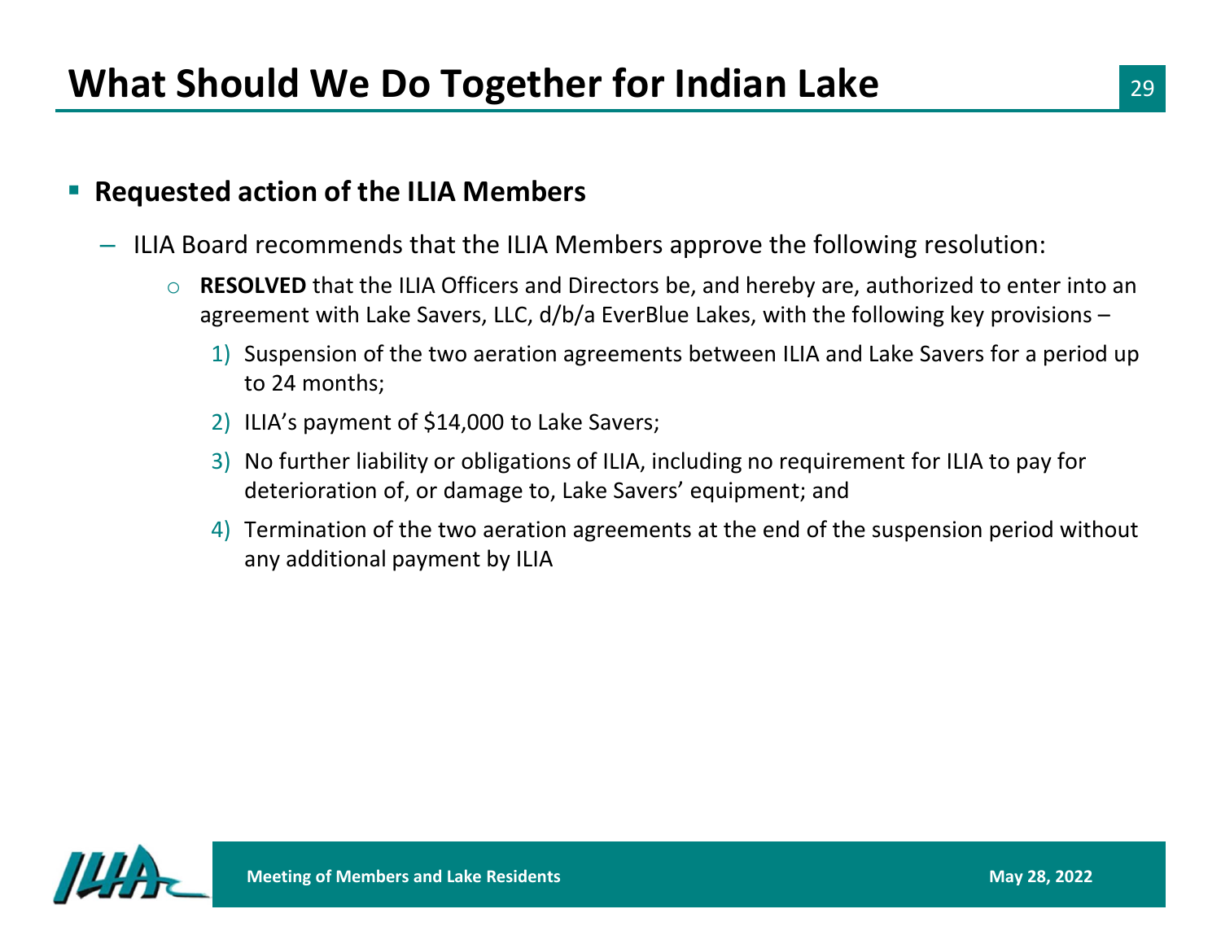# What Should We Do Together for Indian Lake

- **Requested action of the ILIA Members**
  - ILIA Board recommends that the ILIA Members approve the following resolution:
    - **RESOLVED** that the ILIA Officers and Directors be, and hereby are, authorized to enter into an agreement with Lake Savers, LLC, d/b/a EverBlue Lakes, with the following key provisions –
      1) Suspension of the two aeration agreements between ILIA and Lake Savers for a period up to 24 months;
      2) ILIA's payment of $14,000 to Lake Savers;
      3) No further liability or obligations of ILIA, including no requirement for ILIA to pay for deterioration of, or damage to, Lake Savers' equipment; and
      4) Termination of the two aeration agreements at the end of the suspension period without any additional payment by ILIA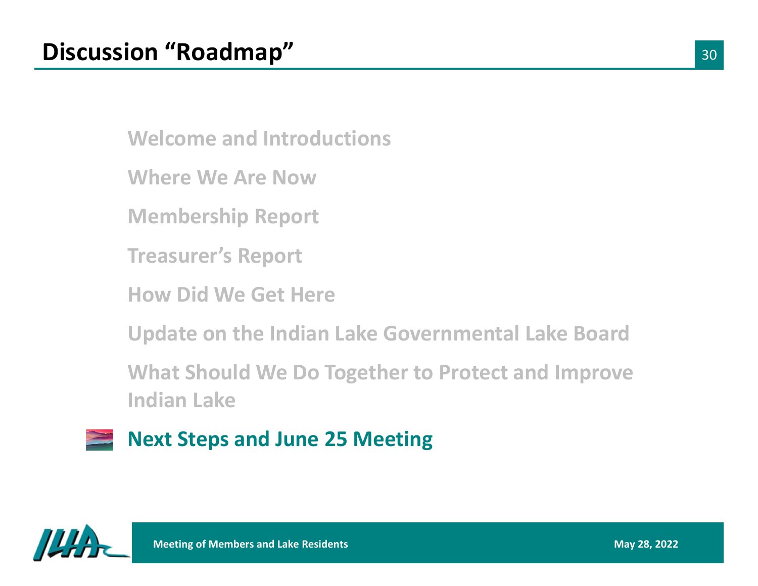# Discussion "Roadmap"

- Welcome and Introductions
- Where We Are Now
- Membership Report
- Treasurer's Report
- How Did We Get Here
- Update on the Indian Lake Governmental Lake Board
- What Should We Do Together to Protect and Improve Indian Lake
- **Next Steps and June 25 Meeting**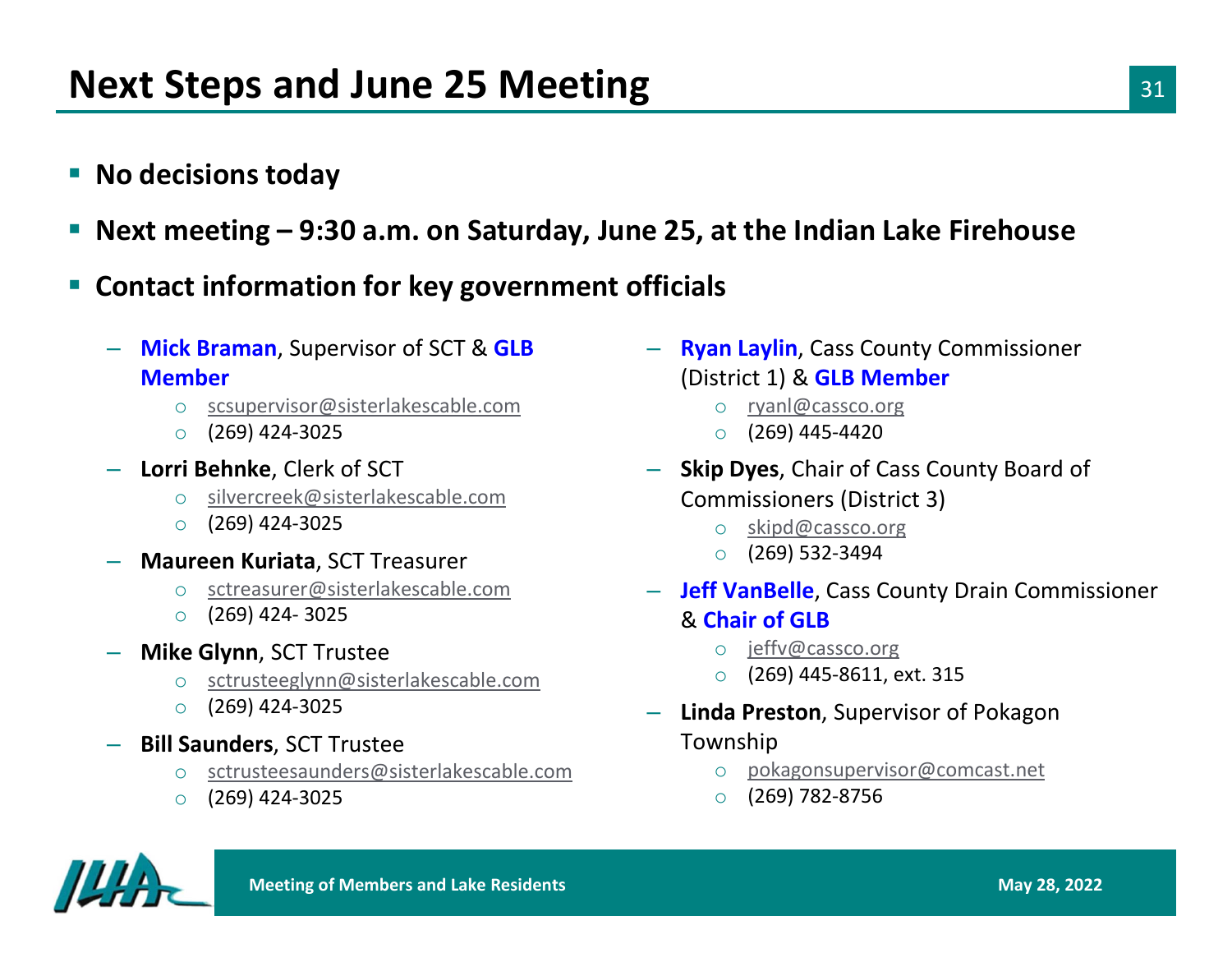# Next Steps and June 25 Meeting

- **No decisions today**
- **Next meeting – 9:30 a.m. on Saturday, June 25, at the Indian Lake Firehouse**
- **Contact information for key government officials**
  - **Mick Braman**, Supervisor of SCT & **GLB Member**
    - scsupervisor@sisterlakescable.com
    - (269) 424-3025
  - **Lorri Behnke**, Clerk of SCT
    - silvercreek@sisterlakescable.com
    - (269) 424-3025
  - **Maureen Kuriata**, SCT Treasurer
    - sctreasurer@sisterlakescable.com
    - (269) 424- 3025
  - **Mike Glynn**, SCT Trustee
    - sctrusteeglynn@sisterlakescable.com
    - (269) 424-3025
  - **Bill Saunders**, SCT Trustee
    - sctrusteesaunders@sisterlakescable.com
    - (269) 424-3025
  - **Ryan Laylin**, Cass County Commissioner (District 1) & **GLB Member**
    - ryanl@cassco.org
    - (269) 445-4420
  - **Skip Dyes**, Chair of Cass County Board of Commissioners (District 3)
    - skipd@cassco.org
    - (269) 532-3494
  - **Jeff VanBelle**, Cass County Drain Commissioner & **Chair of GLB**
    - jeffv@cassco.org
    - (269) 445-8611, ext. 315
  - **Linda Preston**, Supervisor of Pokagon Township
    - pokagonsupervisor@comcast.net
    - (269) 782-8756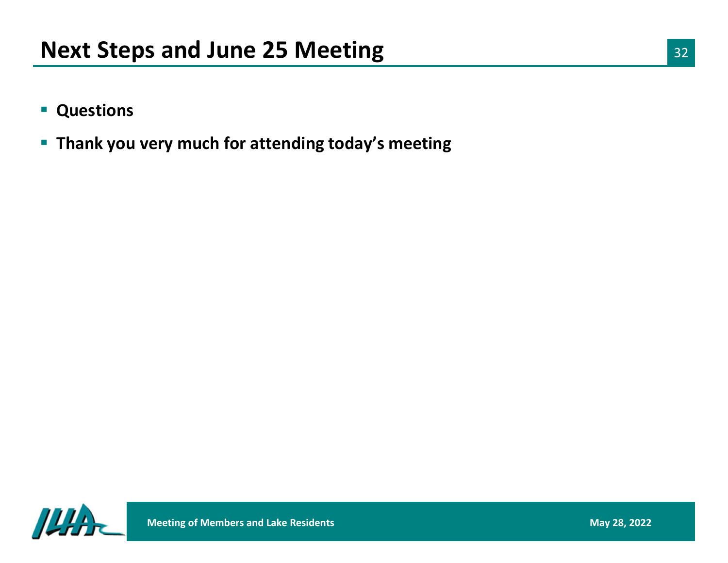# Next Steps and June 25 Meeting

- **Questions**
- **Thank you very much for attending today's meeting**